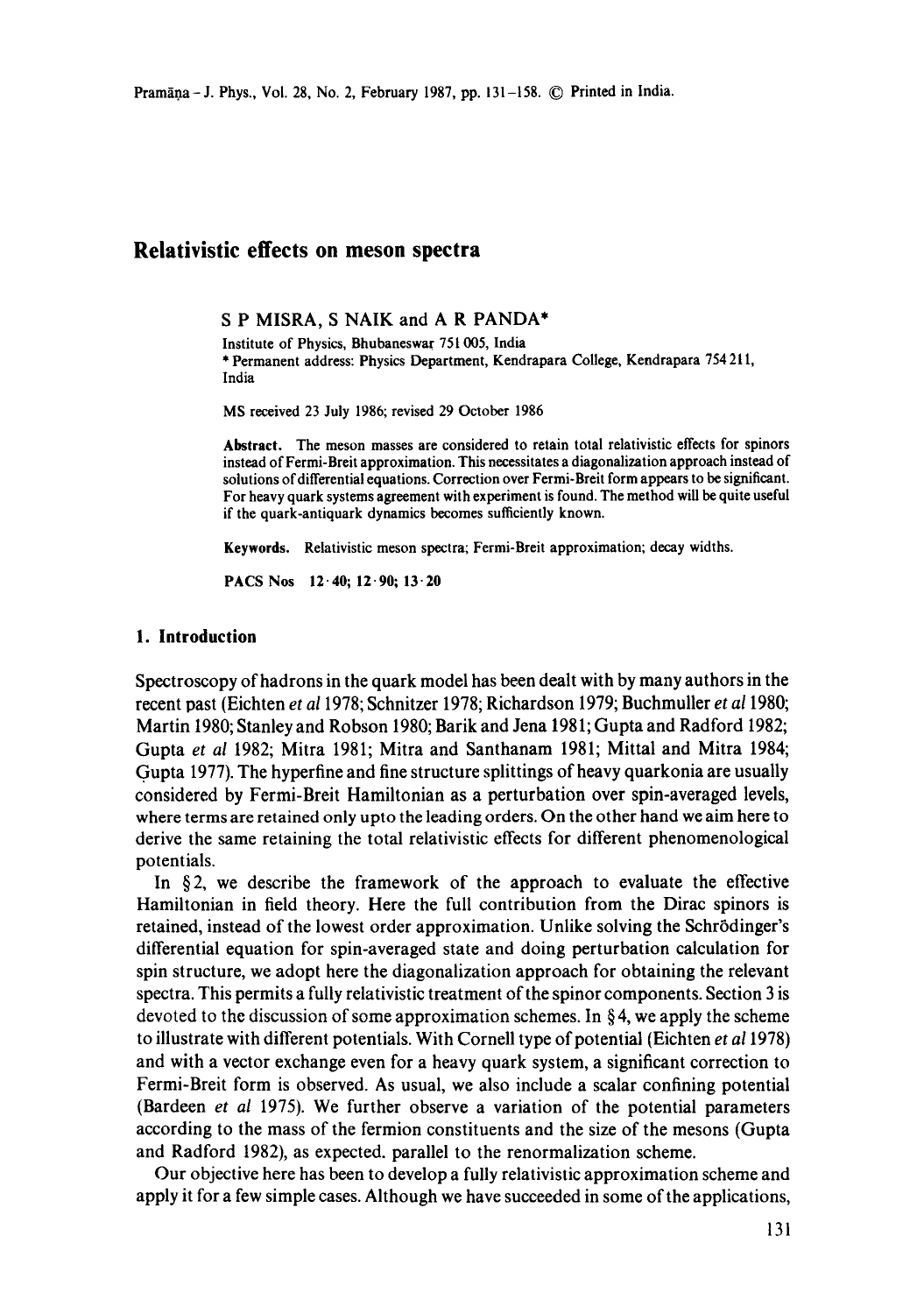# Relativistic effects on meson spectra

S P MISRA, S NAIK and A R PANDA*

Institute of Physics, Bhubaneswar 751 005, India

* Permanent address: Physics Department, Kendrapara College, Kendrapara 754 211, India

MS received 23 July 1986; revised 29 October 1986

**Abstract.** The meson masses are considered to retain total relativistic effects for spinors instead of Fermi-Breit approximation. This necessitates a diagonalization approach instead of solutions of differential equations. Correction over Fermi-Breit form appears to be significant. For heavy quark systems agreement with experiment is found. The method will be quite useful if the quark-antiquark dynamics becomes sufficiently known.

**Keywords.** Relativistic meson spectra; Fermi-Breit approximation; decay widths.

**PACS Nos** 12·40; 12·90; 13·20

## 1. Introduction

Spectroscopy of hadrons in the quark model has been dealt with by many authors in the recent past (Eichten *et al* 1978; Schnitzer 1978; Richardson 1979; Buchmuller *et al* 1980; Martin 1980; Stanley and Robson 1980; Barik and Jena 1981; Gupta and Radford 1982; Gupta *et al* 1982; Mitra 1981; Mitra and Santhanam 1981; Mittal and Mitra 1984; Gupta 1977). The hyperfine and fine structure splittings of heavy quarkonia are usually considered by Fermi-Breit Hamiltonian as a perturbation over spin-averaged levels, where terms are retained only upto the leading orders. On the other hand we aim here to derive the same retaining the total relativistic effects for different phenomenological potentials.

In §2, we describe the framework of the approach to evaluate the effective Hamiltonian in field theory. Here the full contribution from the Dirac spinors is retained, instead of the lowest order approximation. Unlike solving the Schrödinger's differential equation for spin-averaged state and doing perturbation calculation for spin structure, we adopt here the diagonalization approach for obtaining the relevant spectra. This permits a fully relativistic treatment of the spinor components. Section 3 is devoted to the discussion of some approximation schemes. In §4, we apply the scheme to illustrate with different potentials. With Cornell type of potential (Eichten *et al* 1978) and with a vector exchange even for a heavy quark system, a significant correction to Fermi-Breit form is observed. As usual, we also include a scalar confining potential (Bardeen *et al* 1975). We further observe a variation of the potential parameters according to the mass of the fermion constituents and the size of the mesons (Gupta and Radford 1982), as expected. parallel to the renormalization scheme.

Our objective here has been to develop a fully relativistic approximation scheme and apply it for a few simple cases. Although we have succeeded in some of the applications,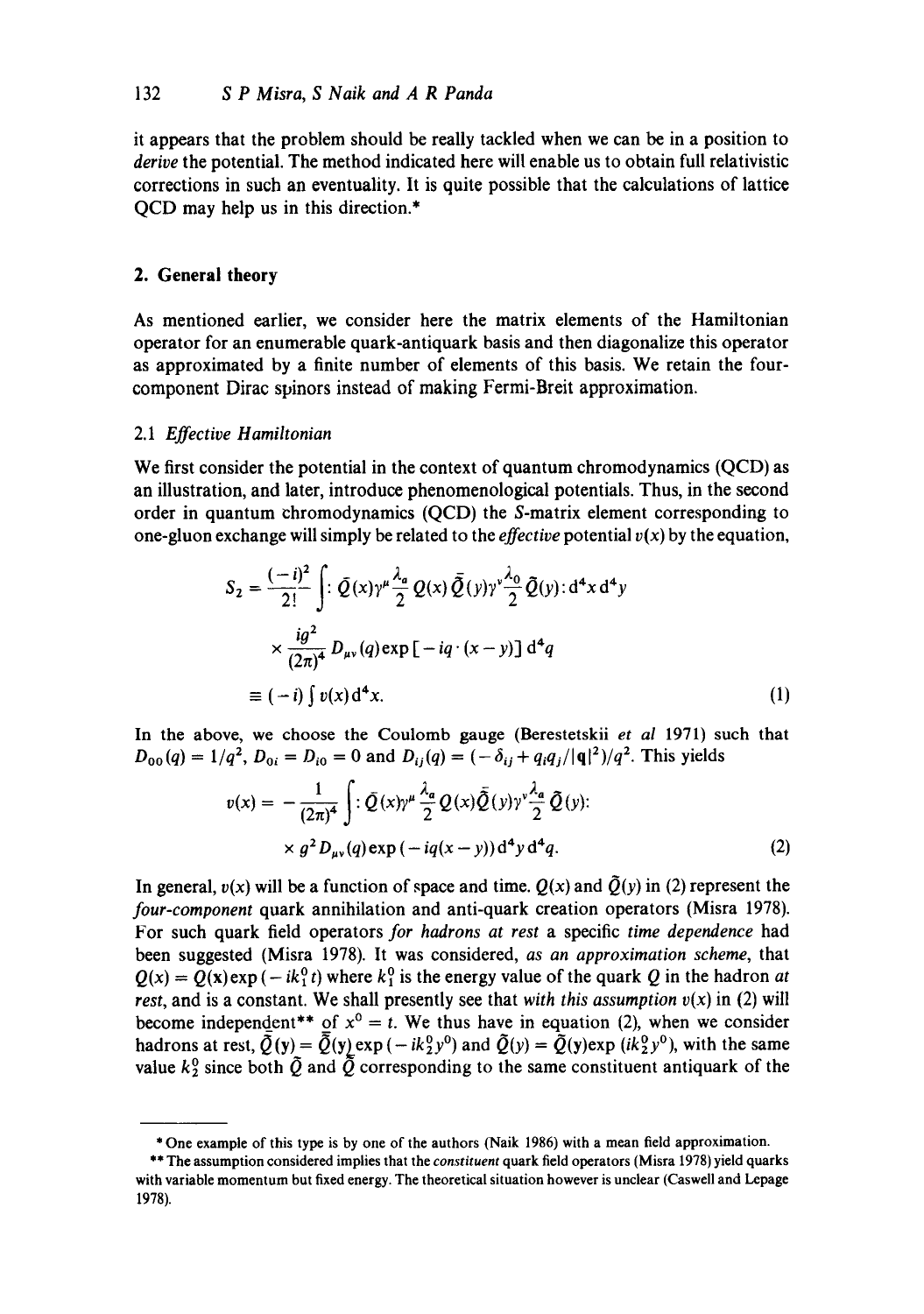it appears that the problem should be really tackled when we can be in a position to *derive* the potential. The method indicated here will enable us to obtain full relativistic corrections in such an eventuality. It is quite possible that the calculations of lattice QCD may help us in this direction.*

## 2. General theory

As mentioned earlier, we consider here the matrix elements of the Hamiltonian operator for an enumerable quark-antiquark basis and then diagonalize this operator as approximated by a finite number of elements of this basis. We retain the four-component Dirac spinors instead of making Fermi-Breit approximation.

### 2.1 *Effective Hamiltonian*

We first consider the potential in the context of quantum chromodynamics (QCD) as an illustration, and later, introduce phenomenological potentials. Thus, in the second order in quantum chromodynamics (QCD) the $S$-matrix element corresponding to one-gluon exchange will simply be related to the *effective* potential $v(x)$ by the equation,

$$
\begin{aligned}
S_2 &= \frac{(-i)^2}{2!}\int :\bar{Q}(x)\gamma^\mu \frac{\lambda_a}{2} Q(x)\bar{\tilde{Q}}(y)\gamma^\nu \frac{\lambda_0}{2}\tilde{Q}(y): \mathrm{d}^4x\,\mathrm{d}^4y \\
&\quad \times \frac{ig^2}{(2\pi)^4} D_{\mu\nu}(q)\exp\left[-iq\cdot(x-y)\right]\mathrm{d}^4q \\
&\equiv (-i)\int v(x)\,\mathrm{d}^4x. \qquad (1)
\end{aligned}
$$

In the above, we choose the Coulomb gauge (Berestetskii *et al* 1971) such that $D_{00}(q) = 1/q^2$, $D_{0i} = D_{i0} = 0$ and $D_{ij}(q) = (-\delta_{ij} + q_i q_j/|\mathbf{q}|^2)/q^2$. This yields

$$
\begin{aligned}
v(x) &= -\frac{1}{(2\pi)^4}\int :\bar{Q}(x)\gamma^\mu \frac{\lambda_a}{2} Q(x)\bar{\tilde{Q}}(y)\gamma^\nu \frac{\lambda_a}{2}\tilde{Q}(y): \\
&\quad \times g^2 D_{\mu\nu}(q)\exp(-iq(x-y))\,\mathrm{d}^4y\,\mathrm{d}^4q. \qquad (2)
\end{aligned}
$$

In general, $v(x)$ will be a function of space and time. $Q(x)$ and $\tilde{Q}(y)$ in (2) represent the *four-component* quark annihilation and anti-quark creation operators (Misra 1978). For such quark field operators *for hadrons at rest* a specific *time dependence* had been suggested (Misra 1978). It was considered, *as an approximation scheme*, that $Q(x) = Q(\mathbf{x})\exp(-ik_1^0 t)$ where $k_1^0$ is the energy value of the quark $Q$ in the hadron *at rest*, and is a constant. We shall presently see that *with this assumption* $v(x)$ in (2) will become independent** of $x^0 = t$. We thus have in equation (2), when we consider hadrons at rest, $\bar{\tilde{Q}}(y) = \bar{\tilde{Q}}(\mathbf{y})\exp(-ik_2^0 y^0)$ and $\tilde{Q}(y) = \tilde{Q}(\mathbf{y})\exp(ik_2^0 y^0)$, with the same value $k_2^0$ since both $\tilde{Q}$ and $\bar{\tilde{Q}}$ corresponding to the same constituent antiquark of the

---

\* One example of this type is by one of the authors (Naik 1986) with a mean field approximation.

\*\* The assumption considered implies that the *constituent* quark field operators (Misra 1978) yield quarks with variable momentum but fixed energy. The theoretical situation however is unclear (Caswell and Lepage 1978).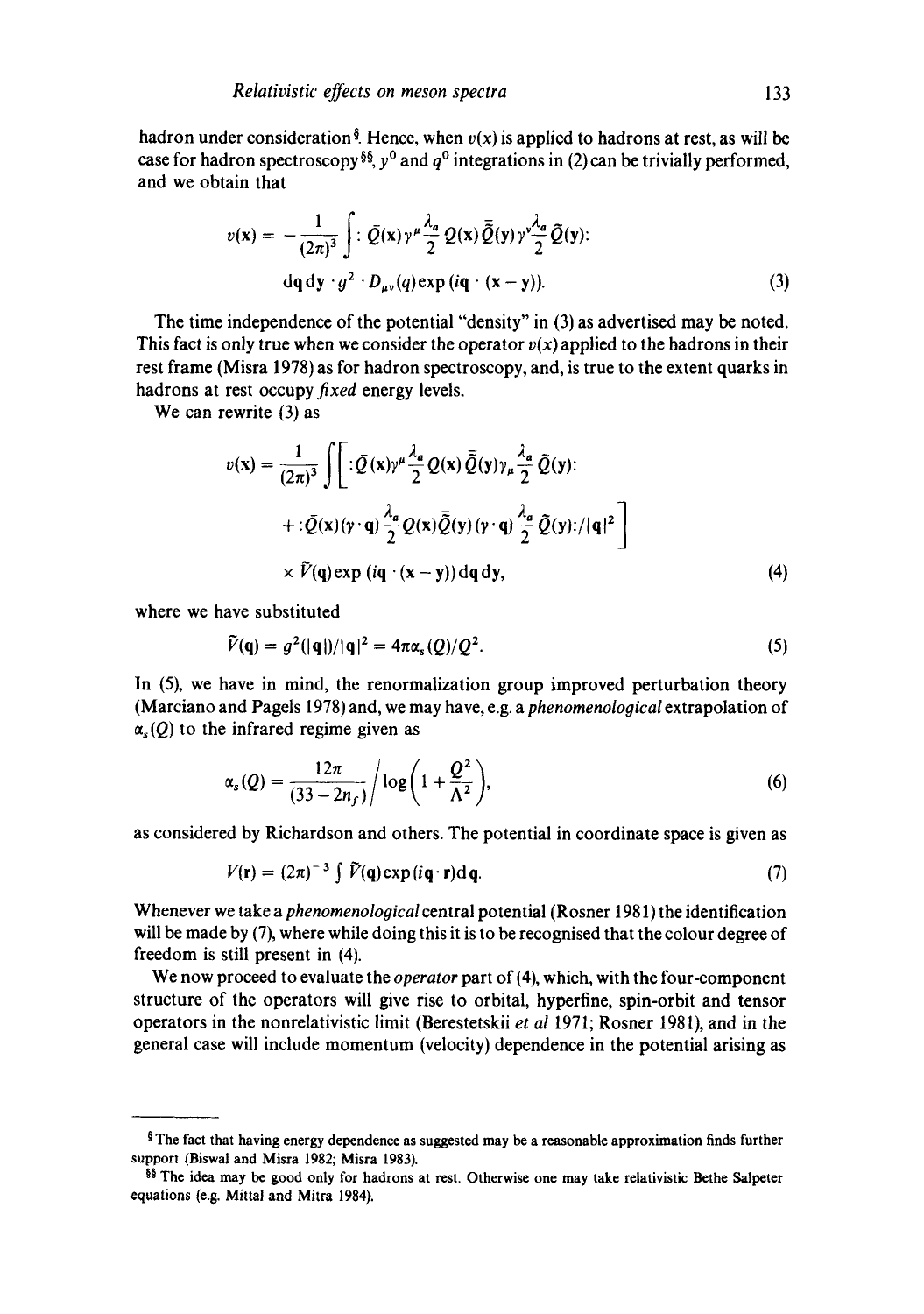hadron under consideration§. Hence, when $v(x)$ is applied to hadrons at rest, as will be case for hadron spectroscopy§§, $y^0$ and $q^0$ integrations in (2) can be trivially performed, and we obtain that

$$v(\mathbf{x}) = -\frac{1}{(2\pi)^3}\int :\bar{Q}(\mathbf{x})\gamma^{\mu}\frac{\lambda_a}{2}Q(\mathbf{x})\bar{\tilde{Q}}(\mathbf{y})\gamma^{\nu}\frac{\lambda_a}{2}\tilde{Q}(\mathbf{y}): \mathrm{d}\mathbf{q}\,\mathrm{d}\mathbf{y}\cdot g^2\cdot D_{\mu\nu}(q)\exp(i\mathbf{q}\cdot(\mathbf{x}-\mathbf{y})). \tag{3}$$

The time independence of the potential "density" in (3) as advertised may be noted. This fact is only true when we consider the operator $v(x)$ applied to the hadrons in their rest frame (Misra 1978) as for hadron spectroscopy, and, is true to the extent quarks in hadrons at rest occupy *fixed* energy levels.

We can rewrite (3) as

$$v(\mathbf{x}) = \frac{1}{(2\pi)^3}\int\Bigg[ :\bar{Q}(\mathbf{x})\gamma^{\mu}\frac{\lambda_a}{2}Q(\mathbf{x})\bar{\tilde{Q}}(\mathbf{y})\gamma_{\mu}\frac{\lambda_a}{2}\tilde{Q}(\mathbf{y}): + :\bar{Q}(\mathbf{x})(\gamma\cdot\mathbf{q})\frac{\lambda_a}{2}Q(\mathbf{x})\bar{\tilde{Q}}(\mathbf{y})(\gamma\cdot\mathbf{q})\frac{\lambda_a}{2}\tilde{Q}(\mathbf{y}):/|\mathbf{q}|^2\Bigg] \times \tilde{V}(\mathbf{q})\exp(i\mathbf{q}\cdot(\mathbf{x}-\mathbf{y}))\,\mathrm{d}\mathbf{q}\,\mathrm{d}\mathbf{y}, \tag{4}$$

where we have substituted

$$\tilde{V}(\mathbf{q}) = g^2(|\mathbf{q}|)/|\mathbf{q}|^2 = 4\pi\alpha_s(Q)/Q^2. \tag{5}$$

In (5), we have in mind, the renormalization group improved perturbation theory (Marciano and Pagels 1978) and, we may have, e.g. a *phenomenological* extrapolation of $\alpha_s(Q)$ to the infrared regime given as

$$\alpha_s(Q) = \frac{12\pi}{(33-2n_f)}\Bigg/\log\left(1+\frac{Q^2}{\Lambda^2}\right), \tag{6}$$

as considered by Richardson and others. The potential in coordinate space is given as

$$V(\mathbf{r}) = (2\pi)^{-3}\int \tilde{V}(\mathbf{q})\exp(i\mathbf{q}\cdot\mathbf{r})\mathrm{d}\mathbf{q}. \tag{7}$$

Whenever we take a *phenomenological* central potential (Rosner 1981) the identification will be made by (7), where while doing this it is to be recognised that the colour degree of freedom is still present in (4).

We now proceed to evaluate the *operator* part of (4), which, with the four-component structure of the operators will give rise to orbital, hyperfine, spin-orbit and tensor operators in the nonrelativistic limit (Berestetskii *et al* 1971; Rosner 1981), and in the general case will include momentum (velocity) dependence in the potential arising as

---

§ The fact that having energy dependence as suggested may be a reasonable approximation finds further support (Biswal and Misra 1982; Misra 1983).

§§ The idea may be good only for hadrons at rest. Otherwise one may take relativistic Bethe Salpeter equations (e.g. Mittal and Mitra 1984).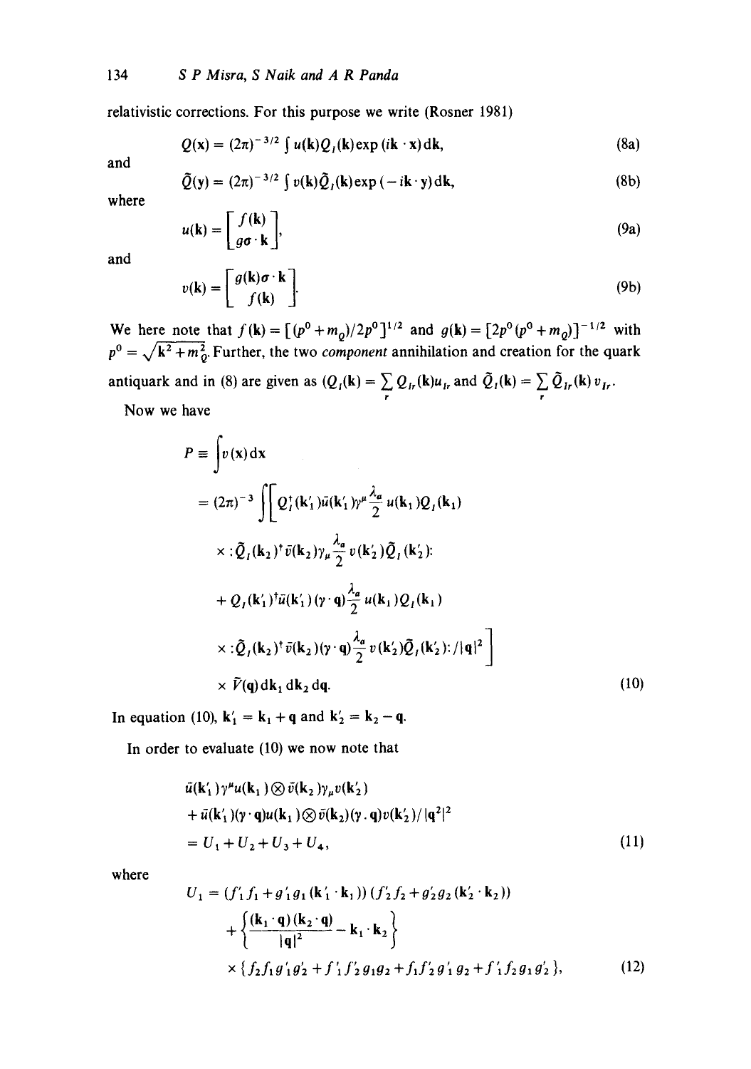relativistic corrections. For this purpose we write (Rosner 1981)

$$Q(\mathbf{x}) = (2\pi)^{-3/2} \int u(\mathbf{k}) Q_I(\mathbf{k}) \exp(i\mathbf{k}\cdot\mathbf{x})\,d\mathbf{k}, \tag{8a}$$

and

$$\tilde{Q}(\mathbf{y}) = (2\pi)^{-3/2} \int v(\mathbf{k}) \tilde{Q}_I(\mathbf{k}) \exp(-i\mathbf{k}\cdot\mathbf{y})\,d\mathbf{k}, \tag{8b}$$

where

$$u(\mathbf{k}) = \begin{bmatrix} f(\mathbf{k}) \\ g\sigma\cdot\mathbf{k} \end{bmatrix}, \tag{9a}$$

and

$$v(\mathbf{k}) = \begin{bmatrix} g(\mathbf{k})\sigma\cdot\mathbf{k} \\ f(\mathbf{k}) \end{bmatrix}. \tag{9b}$$

We here note that $f(\mathbf{k}) = [(p^0 + m_Q)/2p^0]^{1/2}$ and $g(\mathbf{k}) = [2p^0(p^0 + m_Q)]^{-1/2}$ with $p^0 = \sqrt{\mathbf{k}^2 + m_Q^2}$. Further, the two *component* annihilation and creation for the quark antiquark and in (8) are given as $(Q_I(\mathbf{k}) = \sum_r Q_{Ir}(\mathbf{k}) u_{Ir}$ and $\tilde{Q}_I(\mathbf{k}) = \sum_r \tilde{Q}_{Ir}(\mathbf{k})\, v_{Ir}$.

Now we have

$$\begin{aligned}
P \equiv & \int v(\mathbf{x})\,d\mathbf{x} \\
= & (2\pi)^{-3} \iint \Big[ Q_I^\dagger(\mathbf{k}'_1)\bar{u}(\mathbf{k}'_1)\gamma^\mu \frac{\lambda_a}{2} u(\mathbf{k}_1) Q_I(\mathbf{k}_1) \\
& \times :\tilde{Q}_I(\mathbf{k}_2)^\dagger \bar{v}(\mathbf{k}_2)\gamma_\mu \frac{\lambda_a}{2} v(\mathbf{k}'_2)\tilde{Q}_I(\mathbf{k}'_2): \\
& + Q_I(\mathbf{k}'_1)^\dagger \bar{u}(\mathbf{k}'_1)(\gamma\cdot\mathbf{q})\frac{\lambda_a}{2} u(\mathbf{k}_1) Q_I(\mathbf{k}_1) \\
& \times :\tilde{Q}_I(\mathbf{k}_2)^\dagger \bar{v}(\mathbf{k}_2)(\gamma\cdot\mathbf{q})\frac{\lambda_a}{2} v(\mathbf{k}'_2)\tilde{Q}_I(\mathbf{k}'_2): /|\mathbf{q}|^2 \Big] \\
& \times \tilde{V}(\mathbf{q})\,d\mathbf{k}_1\,d\mathbf{k}_2\,d\mathbf{q}.
\end{aligned} \tag{10}$$

In equation (10), $\mathbf{k}'_1 = \mathbf{k}_1 + \mathbf{q}$ and $\mathbf{k}'_2 = \mathbf{k}_2 - \mathbf{q}$.

In order to evaluate (10) we now note that

$$\begin{aligned}
& \bar{u}(\mathbf{k}'_1)\gamma^\mu u(\mathbf{k}_1) \otimes \bar{v}(\mathbf{k}_2)\gamma_\mu v(\mathbf{k}'_2) \\
& + \bar{u}(\mathbf{k}'_1)(\gamma\cdot\mathbf{q})u(\mathbf{k}_1) \otimes \bar{v}(\mathbf{k}_2)(\gamma.\mathbf{q})v(\mathbf{k}'_2)/|\mathbf{q}^2|^2 \\
& = U_1 + U_2 + U_3 + U_4,
\end{aligned} \tag{11}$$

where

$$\begin{aligned}
U_1 = & (f'_1 f_1 + g'_1 g_1 (\mathbf{k}'_1\cdot\mathbf{k}_1))(f'_2 f_2 + g'_2 g_2 (\mathbf{k}'_2\cdot\mathbf{k}_2)) \\
& + \left\{ \frac{(\mathbf{k}_1\cdot\mathbf{q})(\mathbf{k}_2\cdot\mathbf{q})}{|\mathbf{q}|^2} - \mathbf{k}_1\cdot\mathbf{k}_2 \right\} \\
& \times \{ f_2 f_1 g'_1 g'_2 + f'_1 f'_2 g_1 g_2 + f_1 f'_2 g'_1 g_2 + f'_1 f_2 g_1 g'_2 \},
\end{aligned} \tag{12}$$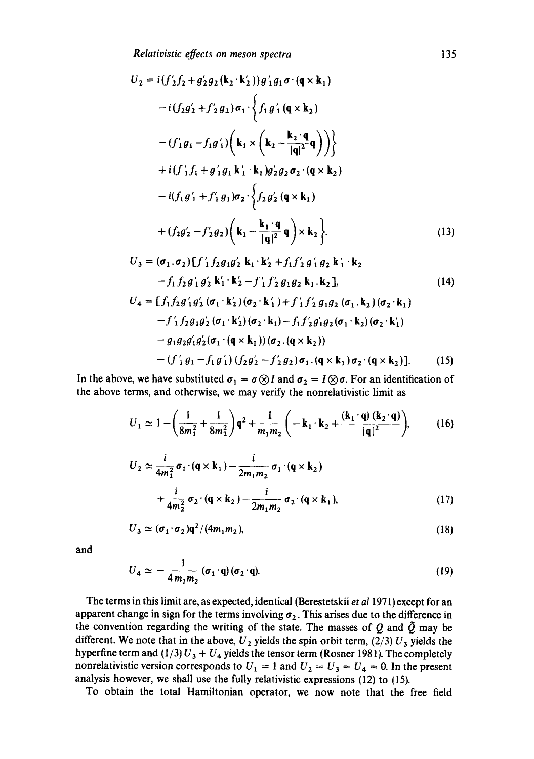$$
\begin{aligned}
U_2 = {} & i(f_2' f_2 + g_2' g_2 (\mathbf{k}_2 \cdot \mathbf{k}_2')) g_1' g_1 \sigma \cdot (\mathbf{q} \times \mathbf{k}_1) \\
& - i(f_2 g_2' + f_2' g_2) \sigma_1 \cdot \Big\{ f_1 g_1' (\mathbf{q} \times \mathbf{k}_2) \\
& - (f_1' g_1 - f_1 g_1') \Big( \mathbf{k}_1 \times \Big( \mathbf{k}_2 - \frac{\mathbf{k}_2 \cdot \mathbf{q}}{|\mathbf{q}|^2} \mathbf{q} \Big) \Big) \Big\} \\
& + i(f_1' f_1 + g_1' g_1 \mathbf{k}_1' \cdot \mathbf{k}_1) g_2' g_2 \sigma_2 \cdot (\mathbf{q} \times \mathbf{k}_2) \\
& - i(f_1 g_1' + f_1' g_1) \sigma_2 \cdot \Big\{ f_2 g_2' (\mathbf{q} \times \mathbf{k}_1) \\
& + (f_2 g_2' - f_2' g_2) \Big( \mathbf{k}_1 - \frac{\mathbf{k}_1 \cdot \mathbf{q}}{|\mathbf{q}|^2} \mathbf{q} \Big) \times \mathbf{k}_2 \Big\}.
\end{aligned} \tag{13}
$$

$$
\begin{aligned}
U_3 = {} & (\sigma_1 . \sigma_2) [ f_1' f_2 g_1 g_2' \, \mathbf{k}_1 \cdot \mathbf{k}_2' + f_1 f_2' g_1' g_2 \, \mathbf{k}_1' \cdot \mathbf{k}_2 \\
& - f_1 f_2 g_1' g_2' \, \mathbf{k}_1' \cdot \mathbf{k}_2' - f_1' f_2' g_1 g_2 \, \mathbf{k}_1 . \mathbf{k}_2 ],
\end{aligned} \tag{14}
$$

$$
\begin{aligned}
U_4 = {} & [ f_1 f_2 g_1' g_2' (\sigma_1 \cdot \mathbf{k}_2')(\sigma_2 \cdot \mathbf{k}_1') + f_1' f_2' g_1 g_2 (\sigma_1 . \mathbf{k}_2)(\sigma_2 \cdot \mathbf{k}_1) \\
& - f_1' f_2 g_1 g_2' (\sigma_1 \cdot \mathbf{k}_2')(\sigma_2 \cdot \mathbf{k}_1) - f_1 f_2' g_1' g_2 (\sigma_1 \cdot \mathbf{k}_2)(\sigma_2 \cdot \mathbf{k}_1') \\
& - g_1 g_2 g_1' g_2' (\sigma_1 \cdot (\mathbf{q} \times \mathbf{k}_1))(\sigma_2 . (\mathbf{q} \times \mathbf{k}_2)) \\
& - (f_1' g_1 - f_1 g_1')(f_2 g_2' - f_2' g_2) \sigma_1 . (\mathbf{q} \times \mathbf{k}_1) \sigma_2 \cdot (\mathbf{q} \times \mathbf{k}_2) ].
\end{aligned} \tag{15}
$$

In the above, we have substituted $\sigma_1 = \sigma \otimes I$ and $\sigma_2 = I \otimes \sigma$. For an identification of the above terms, and otherwise, we may verify the nonrelativistic limit as

$$
U_1 \simeq 1 - \Big( \frac{1}{8m_1^2} + \frac{1}{8m_2^2} \Big) \mathbf{q}^2 + \frac{1}{m_1 m_2} \Big( -\mathbf{k}_1 \cdot \mathbf{k}_2 + \frac{(\mathbf{k}_1 \cdot \mathbf{q})(\mathbf{k}_2 \cdot \mathbf{q})}{|\mathbf{q}|^2} \Big), \tag{16}
$$

$$
\begin{aligned}
U_2 \simeq {} & \frac{i}{4m_1^2} \sigma_1 \cdot (\mathbf{q} \times \mathbf{k}_1) - \frac{i}{2m_1 m_2} \sigma_1 \cdot (\mathbf{q} \times \mathbf{k}_2) \\
& + \frac{i}{4m_2^2} \sigma_2 \cdot (\mathbf{q} \times \mathbf{k}_2) - \frac{i}{2m_1 m_2} \sigma_2 \cdot (\mathbf{q} \times \mathbf{k}_1),
\end{aligned} \tag{17}
$$

$$
U_3 \simeq (\sigma_1 \cdot \sigma_2) \mathbf{q}^2 / (4 m_1 m_2), \tag{18}
$$

and

$$
U_4 \simeq - \frac{1}{4 m_1 m_2} (\sigma_1 \cdot \mathbf{q})(\sigma_2 \cdot \mathbf{q}). \tag{19}
$$

The terms in this limit are, as expected, identical (Berestetskii *et al* 1971) except for an apparent change in sign for the terms involving $\sigma_2$. This arises due to the difference in the convention regarding the writing of the state. The masses of $Q$ and $\bar{Q}$ may be different. We note that in the above, $U_2$ yields the spin orbit term, $(2/3)\, U_3$ yields the hyperfine term and $(1/3)\, U_3 + U_4$ yields the tensor term (Rosner 1981). The completely nonrelativistic version corresponds to $U_1 = 1$ and $U_2 = U_3 = U_4 = 0$. In the present analysis however, we shall use the fully relativistic expressions (12) to (15).

To obtain the total Hamiltonian operator, we now note that the free field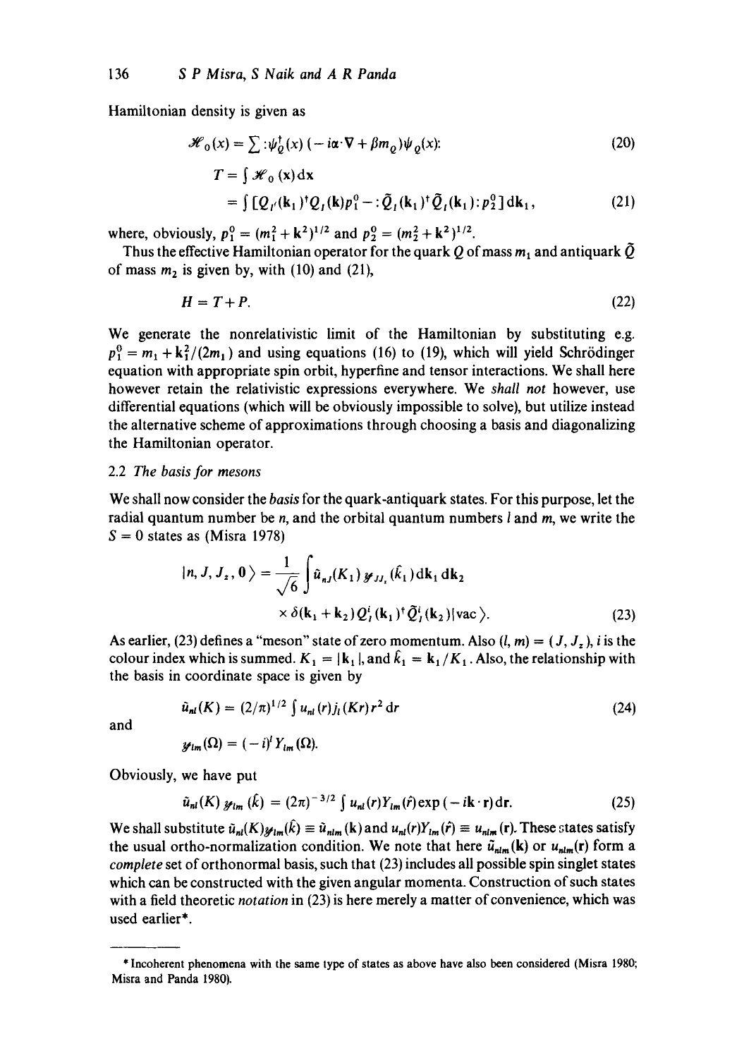Hamiltonian density is given as

$$\mathscr{H}_0(x) = \sum :\psi_Q^\dagger(x)\,(-i\boldsymbol{\alpha}\cdot\nabla + \beta m_Q)\psi_Q(x): \tag{20}$$

$$\begin{aligned} T &= \int \mathscr{H}_0(\mathbf{x})\,\mathrm{d}\mathbf{x} \\ &= \int [Q_{I'}(\mathbf{k}_1)^\dagger Q_I(\mathbf{k}) p_1^0 - :\tilde{Q}_I(\mathbf{k}_1)^\dagger \tilde{Q}_I(\mathbf{k}_1): p_2^0]\,\mathrm{d}\mathbf{k}_1, \end{aligned} \tag{21}$$

where, obviously, $p_1^0 = (m_1^2 + \mathbf{k}^2)^{1/2}$ and $p_2^0 = (m_2^2 + \mathbf{k}^2)^{1/2}$.

Thus the effective Hamiltonian operator for the quark $Q$ of mass $m_1$ and antiquark $\tilde{Q}$ of mass $m_2$ is given by, with (10) and (21),

$$H = T + P. \tag{22}$$

We generate the nonrelativistic limit of the Hamiltonian by substituting e.g. $p_1^0 = m_1 + \mathbf{k}_1^2/(2m_1)$ and using equations (16) to (19), which will yield Schrödinger equation with appropriate spin orbit, hyperfine and tensor interactions. We shall here however retain the relativistic expressions everywhere. We *shall not* however, use differential equations (which will be obviously impossible to solve), but utilize instead the alternative scheme of approximations through choosing a basis and diagonalizing the Hamiltonian operator.

### 2.2 *The basis for mesons*

We shall now consider the *basis* for the quark-antiquark states. For this purpose, let the radial quantum number be $n$, and the orbital quantum numbers $l$ and $m$, we write the $S = 0$ states as (Misra 1978)

$$\begin{aligned} |n, J, J_z, \mathbf{0}\rangle = \frac{1}{\sqrt{6}} \int \tilde{u}_{nJ}(K_1)\, \mathscr{Y}_{JJ_z}(\hat{k}_1)\,\mathrm{d}\mathbf{k}_1\,\mathrm{d}\mathbf{k}_2 \\ \times\, \delta(\mathbf{k}_1 + \mathbf{k}_2)\, Q_I^i(\mathbf{k}_1)^\dagger \tilde{Q}_I^i(\mathbf{k}_2)|\mathrm{vac}\rangle. \end{aligned} \tag{23}$$

As earlier, (23) defines a "meson" state of zero momentum. Also $(l, m) = (J, J_z)$, $i$ is the colour index which is summed. $K_1 = |\mathbf{k}_1|$, and $\hat{k}_1 = \mathbf{k}_1/K_1$. Also, the relationship with the basis in coordinate space is given by

$$\tilde{u}_{nl}(K) = (2/\pi)^{1/2} \int u_{nl}(r) j_l(Kr) r^2\,\mathrm{d}r \tag{24}$$

and

$$\mathscr{Y}_{lm}(\Omega) = (-i)^l Y_{lm}(\Omega).$$

Obviously, we have put

$$\tilde{u}_{nl}(K)\,\mathscr{Y}_{lm}(\hat{k}) = (2\pi)^{-3/2} \int u_{nl}(r) Y_{lm}(\hat{r}) \exp(-i\mathbf{k}\cdot\mathbf{r})\,\mathrm{d}\mathbf{r}. \tag{25}$$

We shall substitute $\tilde{u}_{nl}(K)\mathscr{Y}_{lm}(\hat{k}) \equiv \tilde{u}_{nlm}(\mathbf{k})$ and $u_{nl}(r)Y_{lm}(\hat{r}) \equiv u_{nlm}(\mathbf{r})$. These states satisfy the usual ortho-normalization condition. We note that here $\tilde{u}_{nlm}(\mathbf{k})$ or $u_{nlm}(\mathbf{r})$ form a *complete* set of orthonormal basis, such that (23) includes all possible spin singlet states which can be constructed with the given angular momenta. Construction of such states with a field theoretic *notation* in (23) is here merely a matter of convenience, which was used earlier*.

---

* Incoherent phenomena with the same type of states as above have also been considered (Misra 1980; Misra and Panda 1980).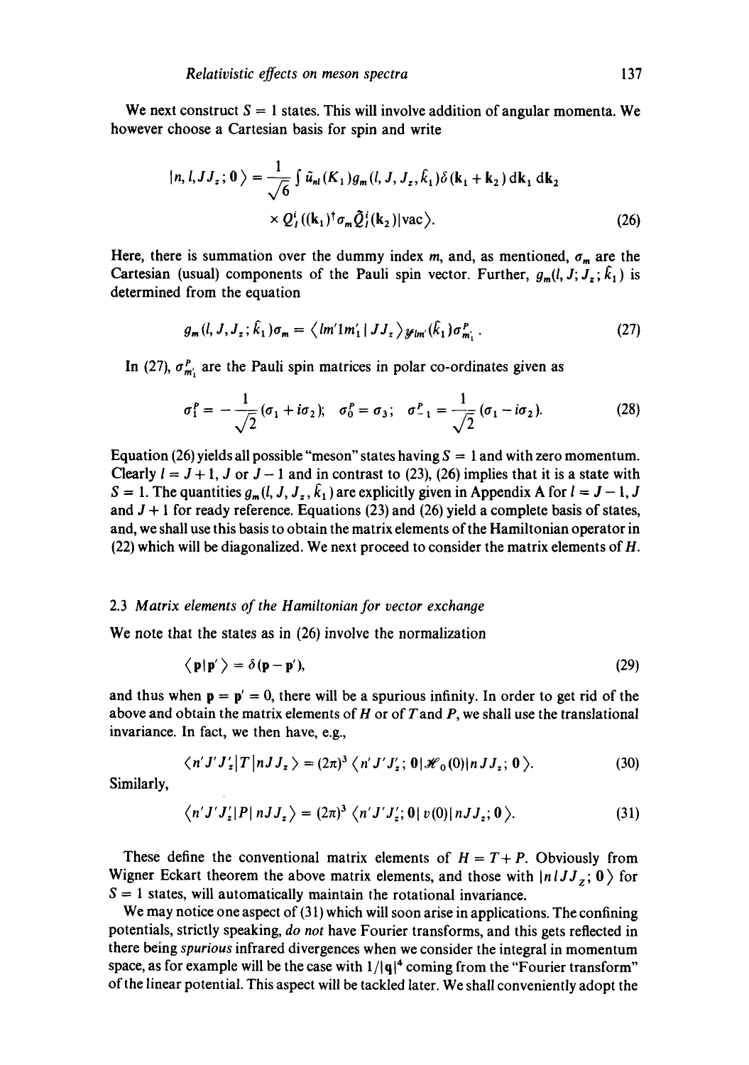We next construct $S = 1$ states. This will involve addition of angular momenta. We however choose a Cartesian basis for spin and write

$$|n, l, JJ_z; \mathbf{0}\rangle = \frac{1}{\sqrt{6}} \int \tilde{u}_{nl}(K_1) g_m(l, J, J_z, \hat{k}_1) \delta(\mathbf{k}_1 + \mathbf{k}_2) \, \mathrm{d}\mathbf{k}_1 \, \mathrm{d}\mathbf{k}_2 \times Q_I^i((\mathbf{k}_1)^\dagger \sigma_m \tilde{Q}_I^i(\mathbf{k}_2)|\mathrm{vac}\rangle. \tag{26}$$

Here, there is summation over the dummy index $m$, and, as mentioned, $\sigma_m$ are the Cartesian (usual) components of the Pauli spin vector. Further, $g_m(l, J; J_z; \hat{k}_1)$ is determined from the equation

$$g_m(l, J, J_z; \hat{k}_1)\sigma_m = \langle lm' 1 m_1' \,|\, JJ_z \rangle \mathscr{Y}_{lm'}(\hat{k}_1) \sigma^P_{m_1'}. \tag{27}$$

In (27), $\sigma^P_{m_1'}$ are the Pauli spin matrices in polar co-ordinates given as

$$\sigma_1^P = -\frac{1}{\sqrt{2}}(\sigma_1 + i\sigma_2); \quad \sigma_0^P = \sigma_3; \quad \sigma_{-1}^P = \frac{1}{\sqrt{2}}(\sigma_1 - i\sigma_2). \tag{28}$$

Equation (26) yields all possible "meson" states having $S = 1$ and with zero momentum. Clearly $l = J + 1$, $J$ or $J - 1$ and in contrast to (23), (26) implies that it is a state with $S = 1$. The quantities $g_m(l, J, J_z, \hat{k}_1)$ are explicitly given in Appendix A for $l = J - 1$, $J$ and $J + 1$ for ready reference. Equations (23) and (26) yield a complete basis of states, and, we shall use this basis to obtain the matrix elements of the Hamiltonian operator in (22) which will be diagonalized. We next proceed to consider the matrix elements of $H$.

### 2.3 *Matrix elements of the Hamiltonian for vector exchange*

We note that the states as in (26) involve the normalization

$$\langle \mathbf{p} | \mathbf{p}' \rangle = \delta(\mathbf{p} - \mathbf{p}'), \tag{29}$$

and thus when $\mathbf{p} = \mathbf{p}' = 0$, there will be a spurious infinity. In order to get rid of the above and obtain the matrix elements of $H$ or of $T$ and $P$, we shall use the translational invariance. In fact, we then have, e.g.,

$$\langle n' J' J_z' | T | nJJ_z \rangle = (2\pi)^3 \langle n' J' J_z'; \mathbf{0} | \mathscr{H}_0(0) | nJJ_z; \mathbf{0} \rangle. \tag{30}$$

Similarly,

$$\langle n' J' J_z' | P | nJJ_z \rangle = (2\pi)^3 \langle n' J' J_z'; \mathbf{0} | v(0) | nJJ_z; \mathbf{0} \rangle. \tag{31}$$

These define the conventional matrix elements of $H = T + P$. Obviously from Wigner Eckart theorem the above matrix elements, and those with $|nlJJ_z; \mathbf{0}\rangle$ for $S = 1$ states, will automatically maintain the rotational invariance.

We may notice one aspect of (31) which will soon arise in applications. The confining potentials, strictly speaking, *do not* have Fourier transforms, and this gets reflected in there being *spurious* infrared divergences when we consider the integral in momentum space, as for example will be the case with $1/|\mathbf{q}|^4$ coming from the "Fourier transform" of the linear potential. This aspect will be tackled later. We shall conveniently adopt the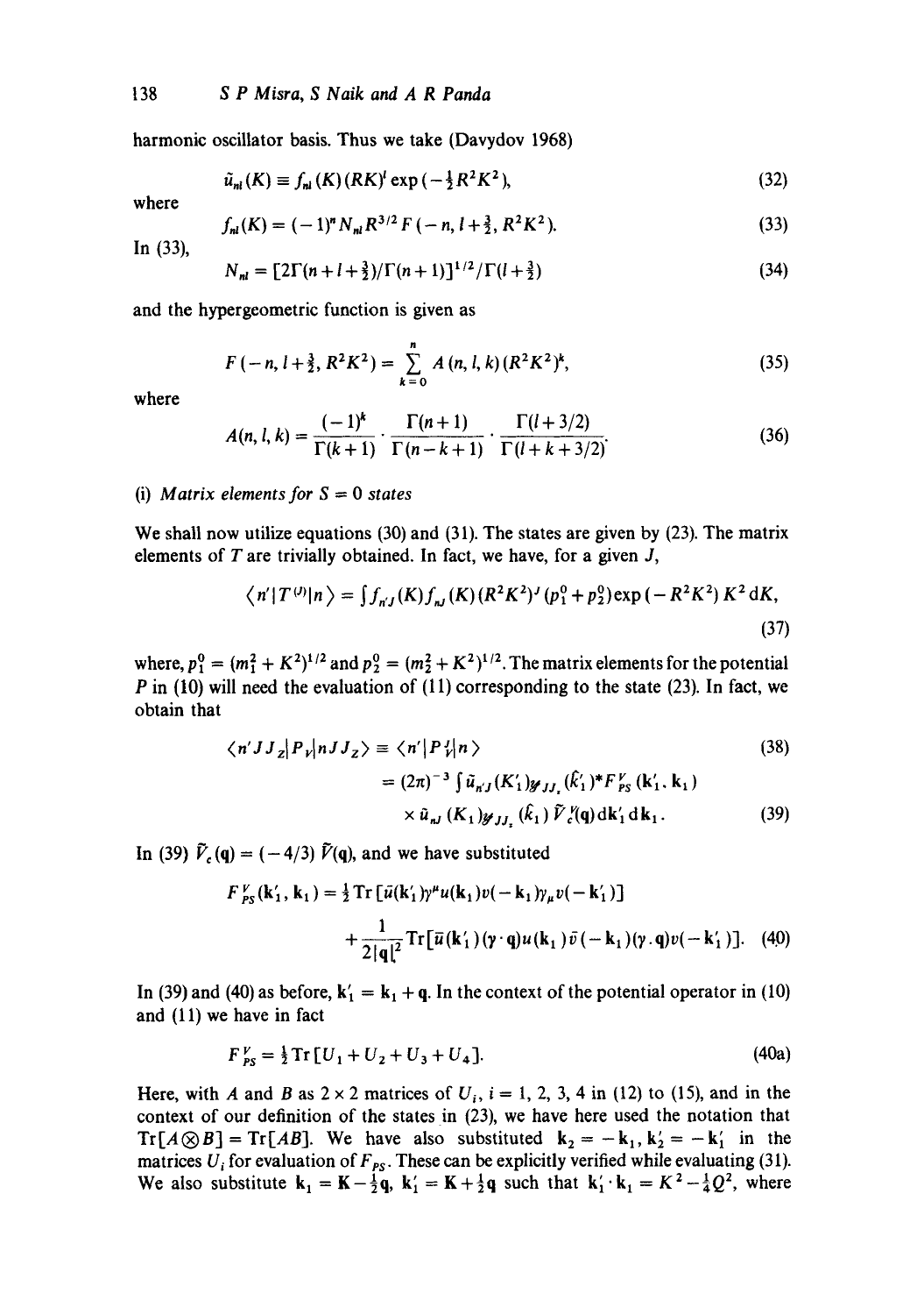harmonic oscillator basis. Thus we take (Davydov 1968)

$$\tilde{u}_{nl}(K) \equiv f_{nl}(K)(RK)^l \exp(-\tfrac{1}{2}R^2K^2), \tag{32}$$

where

$$f_{nl}(K) = (-1)^n N_{nl} R^{3/2} F(-n, l+\tfrac{3}{2}, R^2K^2). \tag{33}$$

In (33),

$$N_{nl} = [2\Gamma(n+l+\tfrac{3}{2})/\Gamma(n+1)]^{1/2}/\Gamma(l+\tfrac{3}{2}) \tag{34}$$

and the hypergeometric function is given as

$$F(-n, l+\tfrac{3}{2}, R^2K^2) = \sum_{k=0}^{n} A(n,l,k)(R^2K^2)^k, \tag{35}$$

where

$$A(n,l,k) = \frac{(-1)^k}{\Gamma(k+1)} \cdot \frac{\Gamma(n+1)}{\Gamma(n-k+1)} \cdot \frac{\Gamma(l+3/2)}{\Gamma(l+k+3/2)}. \tag{36}$$

(i) *Matrix elements for $S = 0$ states*

We shall now utilize equations (30) and (31). The states are given by (23). The matrix elements of $T$ are trivially obtained. In fact, we have, for a given $J$,

$$\langle n'|T^{(J)}|n\rangle = \int f_{n'J}(K) f_{nJ}(K)(R^2K^2)^J (p_1^0 + p_2^0)\exp(-R^2K^2)K^2\,dK, \tag{37}$$

where, $p_1^0 = (m_1^2 + K^2)^{1/2}$ and $p_2^0 = (m_2^2 + K^2)^{1/2}$. The matrix elements for the potential $P$ in (10) will need the evaluation of (11) corresponding to the state (23). In fact, we obtain that

$$\langle n'JJ_z|P_V|nJJ_z\rangle \equiv \langle n'|P_V^J|n\rangle \tag{38}$$

$$= (2\pi)^{-3}\int \tilde{u}_{n'J}(K_1')\mathcal{Y}_{JJ_z}(\hat{k}_1')^* F_{PS}^V(\mathbf{k}_1', \mathbf{k}_1) \times \tilde{u}_{nJ}(K_1)\mathcal{Y}_{JJ_z}(\hat{k}_1)\tilde{V}_c^V(\mathbf{q})\,d\mathbf{k}_1'\,d\mathbf{k}_1. \tag{39}$$

In (39) $\tilde{V}_c(\mathbf{q}) = (-4/3)\tilde{V}(\mathbf{q})$, and we have substituted

$$F_{PS}^V(\mathbf{k}_1', \mathbf{k}_1) = \tfrac{1}{2}\mathrm{Tr}[\bar{u}(\mathbf{k}_1')\gamma^\mu u(\mathbf{k}_1)v(-\mathbf{k}_1)\gamma_\mu v(-\mathbf{k}_1')] + \frac{1}{2|\mathbf{q}|^2}\mathrm{Tr}[\bar{u}(\mathbf{k}_1')(\gamma\cdot\mathbf{q})u(\mathbf{k}_1)\bar{v}(-\mathbf{k}_1)(\gamma\cdot\mathbf{q})v(-\mathbf{k}_1')]. \tag{40}$$

In (39) and (40) as before, $\mathbf{k}_1' = \mathbf{k}_1 + \mathbf{q}$. In the context of the potential operator in (10) and (11) we have in fact

$$F_{PS}^V = \tfrac{1}{2}\mathrm{Tr}[U_1 + U_2 + U_3 + U_4]. \tag{40a}$$

Here, with $A$ and $B$ as $2\times 2$ matrices of $U_i$, $i = 1, 2, 3, 4$ in (12) to (15), and in the context of our definition of the states in (23), we have here used the notation that $\mathrm{Tr}[A\otimes B] = \mathrm{Tr}[AB]$. We have also substituted $\mathbf{k}_2 = -\mathbf{k}_1$, $\mathbf{k}_2' = -\mathbf{k}_1'$ in the matrices $U_i$ for evaluation of $F_{PS}$. These can be explicitly verified while evaluating (31). We also substitute $\mathbf{k}_1 = \mathbf{K} - \tfrac{1}{2}\mathbf{q}$, $\mathbf{k}_1' = \mathbf{K} + \tfrac{1}{2}\mathbf{q}$ such that $\mathbf{k}_1'\cdot\mathbf{k}_1 = K^2 - \tfrac{1}{4}Q^2$, where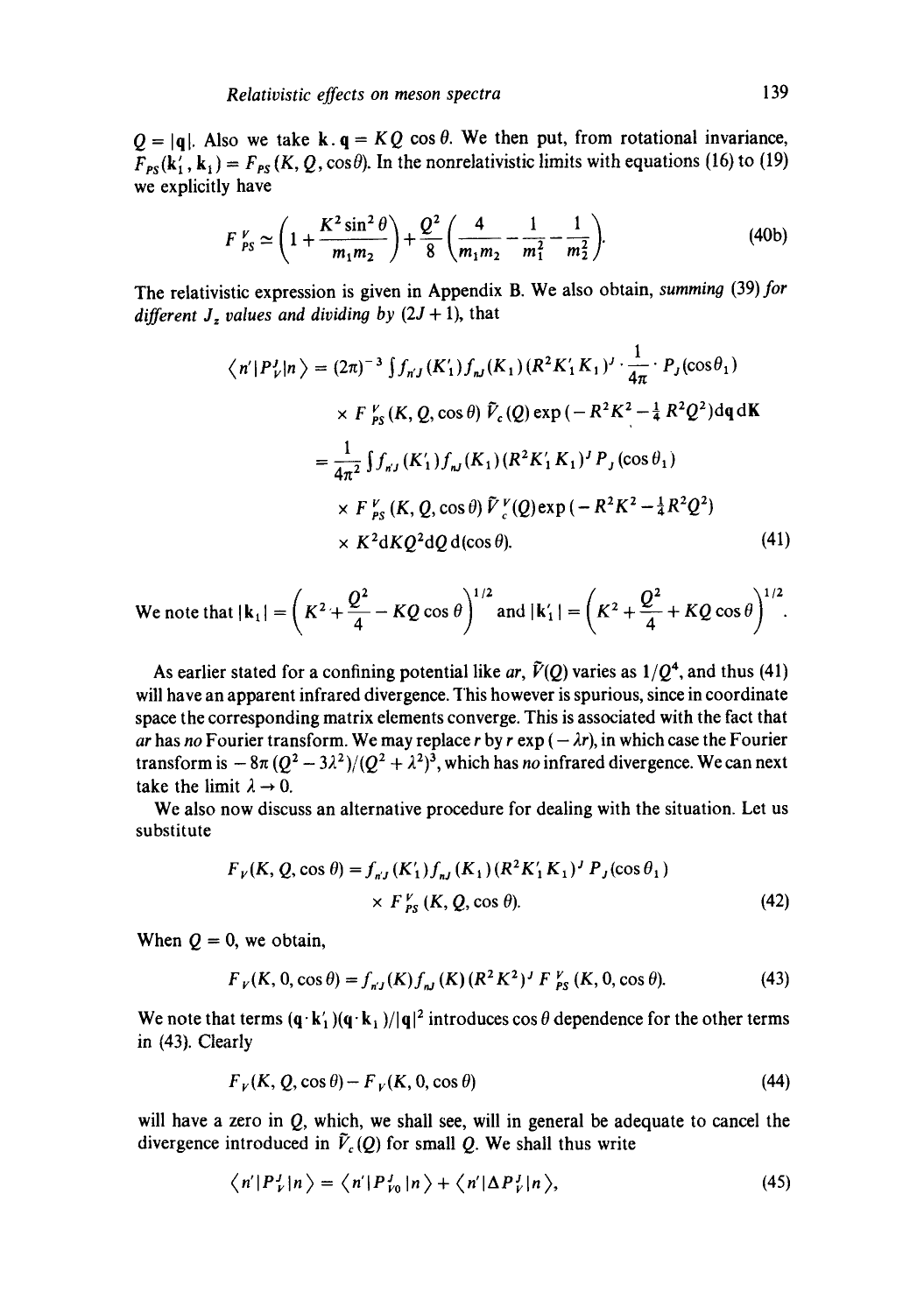$Q = |\mathbf{q}|$. Also we take $\mathbf{k}.\mathbf{q} = KQ\cos\theta$. We then put, from rotational invariance, $F_{PS}(\mathbf{k}_1', \mathbf{k}_1) = F_{PS}(K, Q, \cos\theta)$. In the nonrelativistic limits with equations (16) to (19) we explicitly have

$$F_{PS}^{V} \simeq \left(1 + \frac{K^2 \sin^2\theta}{m_1 m_2}\right) + \frac{Q^2}{8}\left(\frac{4}{m_1 m_2} - \frac{1}{m_1^2} - \frac{1}{m_2^2}\right). \tag{40b}$$

The relativistic expression is given in Appendix B. We also obtain, *summing* (39) *for different* $J_z$ *values and dividing by* $(2J+1)$, that

$$\begin{aligned}\langle n'|P_V^J|n\rangle &= (2\pi)^{-3}\int f_{n'J}(K_1')f_{nJ}(K_1)(R^2K_1'K_1)^J \cdot \frac{1}{4\pi}\cdot P_J(\cos\theta_1) \\ &\quad \times F_{PS}^V(K, Q, \cos\theta)\,\tilde{V}_c(Q)\exp(-R^2K^2 - \tfrac{1}{4}R^2Q^2)\mathrm{d}\mathbf{q}\,\mathrm{d}\mathbf{K} \\ &= \frac{1}{4\pi^2}\int f_{n'J}(K_1')f_{nJ}(K_1)(R^2K_1'K_1)^J P_J(\cos\theta_1) \\ &\quad \times F_{PS}^V(K, Q, \cos\theta)\,\tilde{V}_c^V(Q)\exp(-R^2K^2 - \tfrac{1}{4}R^2Q^2) \\ &\quad \times K^2\mathrm{d}KQ^2\mathrm{d}Q\,\mathrm{d}(\cos\theta).\end{aligned} \tag{41}$$

We note that $|\mathbf{k}_1| = \left(K^2 + \dfrac{Q^2}{4} - KQ\cos\theta\right)^{1/2}$ and $|\mathbf{k}_1'| = \left(K^2 + \dfrac{Q^2}{4} + KQ\cos\theta\right)^{1/2}$.

As earlier stated for a confining potential like $ar$, $\tilde{V}(Q)$ varies as $1/Q^4$, and thus (41) will have an apparent infrared divergence. This however is spurious, since in coordinate space the corresponding matrix elements converge. This is associated with the fact that $ar$ has *no* Fourier transform. We may replace $r$ by $r\exp(-\lambda r)$, in which case the Fourier transform is $-8\pi(Q^2 - 3\lambda^2)/(Q^2 + \lambda^2)^3$, which has *no* infrared divergence. We can next take the limit $\lambda \to 0$.

We also now discuss an alternative procedure for dealing with the situation. Let us substitute

$$F_V(K, Q, \cos\theta) = f_{n'J}(K_1')f_{nJ}(K_1)(R^2K_1'K_1)^J P_J(\cos\theta_1) \times F_{PS}^V(K, Q, \cos\theta). \tag{42}$$

When $Q = 0$, we obtain,

$$F_V(K, 0, \cos\theta) = f_{n'J}(K)f_{nJ}(K)(R^2K^2)^J F_{PS}^V(K, 0, \cos\theta). \tag{43}$$

We note that terms $(\mathbf{q}\cdot\mathbf{k}_1')(\mathbf{q}\cdot\mathbf{k}_1)/|\mathbf{q}|^2$ introduces $\cos\theta$ dependence for the other terms in (43). Clearly

$$F_V(K, Q, \cos\theta) - F_V(K, 0, \cos\theta) \tag{44}$$

will have a zero in $Q$, which, we shall see, will in general be adequate to cancel the divergence introduced in $\tilde{V}_c(Q)$ for small $Q$. We shall thus write

$$\langle n'|P_V^J|n\rangle = \langle n'|P_{V0}^J|n\rangle + \langle n'|\Delta P_V^J|n\rangle, \tag{45}$$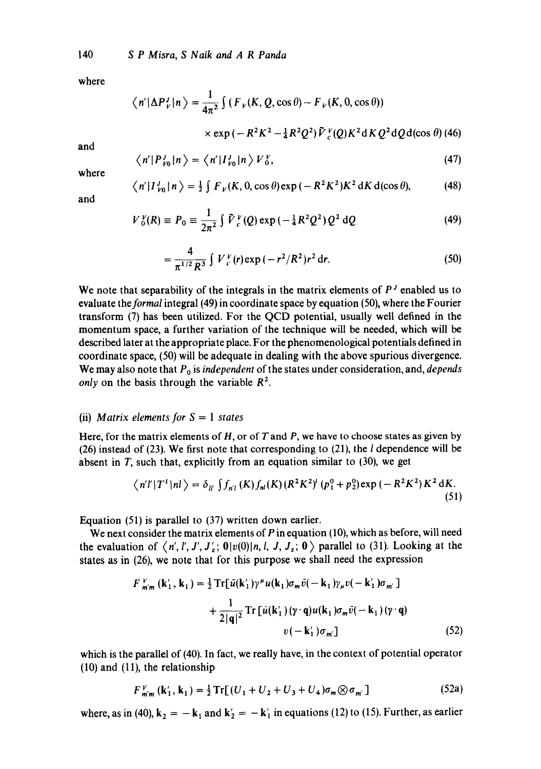where

$$\langle n'|\Delta P_V^J|n\rangle = \frac{1}{4\pi^2}\int (F_V(K,Q,\cos\theta) - F_V(K,0,\cos\theta))$$

$$\times \exp(-R^2K^2 - \tfrac{1}{4}R^2Q^2)\tilde{V}_c^V(Q)K^2\,dK\,Q^2\,dQ\,d(\cos\theta) \quad (46)$$

and

$$\langle n'|P_{V0}^J|n\rangle = \langle n'|I_{V0}^J|n\rangle\, V_0^V, \quad (47)$$

where

$$\langle n'|I_{V0}^J|n\rangle = \tfrac{1}{2}\int F_V(K,0,\cos\theta)\exp(-R^2K^2)K^2\,dK\,d(\cos\theta), \quad (48)$$

and

$$V_0^V(R) \equiv P_0 \equiv \frac{1}{2\pi^2}\int \tilde{V}_c^V(Q)\exp(-\tfrac{1}{4}R^2Q^2)Q^2\,dQ \quad (49)$$

$$= \frac{4}{\pi^{1/2}R^3}\int V_c^V(r)\exp(-r^2/R^2)r^2\,dr. \quad (50)$$

We note that separability of the integrals in the matrix elements of $P^J$ enabled us to evaluate the *formal* integral (49) in coordinate space by equation (50), where the Fourier transform (7) has been utilized. For the QCD potential, usually well defined in the momentum space, a further variation of the technique will be needed, which will be described later at the appropriate place. For the phenomenological potentials defined in coordinate space, (50) will be adequate in dealing with the above spurious divergence. We may also note that $P_0$ is *independent* of the states under consideration, and, *depends only* on the basis through the variable $R^2$.

### (ii) *Matrix elements for* $S = 1$ *states*

Here, for the matrix elements of $H$, or of $T$ and $P$, we have to choose states as given by (26) instead of (23). We first note that corresponding to (21), the $l$ dependence will be absent in $T$, such that, explicitly from an equation similar to (30), we get

$$\langle n'l'|T^l|nl\rangle = \delta_{ll'}\int f_{n'l}(K)f_{nl}(K)(R^2K^2)^l(p_1^0 + p_2^0)\exp(-R^2K^2)K^2\,dK. \quad (51)$$

Equation (51) is parallel to (37) written down earlier.

We next consider the matrix elements of $P$ in equation (10), which as before, will need the evaluation of $\langle n', l', J', J_z';\, \mathbf{0}|v(0)|n, l, J, J_z;\, \mathbf{0}\rangle$ parallel to (31). Looking at the states as in (26), we note that for this purpose we shall need the expression

$$F_{m'm}^V(\mathbf{k}_1', \mathbf{k}_1) = \tfrac{1}{2}\mathrm{Tr}[\bar{u}(\mathbf{k}_1')\gamma^\mu u(\mathbf{k}_1)\sigma_m\bar{v}(-\mathbf{k}_1)\gamma_\mu v(-\mathbf{k}_1')\sigma_{m'}]$$

$$+ \frac{1}{2|\mathbf{q}|^2}\mathrm{Tr}[\bar{u}(\mathbf{k}_1')(\gamma\cdot\mathbf{q})u(\mathbf{k}_1)\sigma_m\bar{v}(-\mathbf{k}_1)(\gamma\cdot\mathbf{q})$$

$$v(-\mathbf{k}_1')\sigma_{m'}] \quad (52)$$

which is the parallel of (40). In fact, we really have, in the context of potential operator (10) and (11), the relationship

$$F_{m'm}^V(\mathbf{k}_1', \mathbf{k}_1) = \tfrac{1}{2}\mathrm{Tr}[(U_1 + U_2 + U_3 + U_4)\sigma_m \otimes \sigma_{m'}] \quad (52a)$$

where, as in (40), $\mathbf{k}_2 = -\mathbf{k}_1$ and $\mathbf{k}_2' = -\mathbf{k}_1'$ in equations (12) to (15). Further, as earlier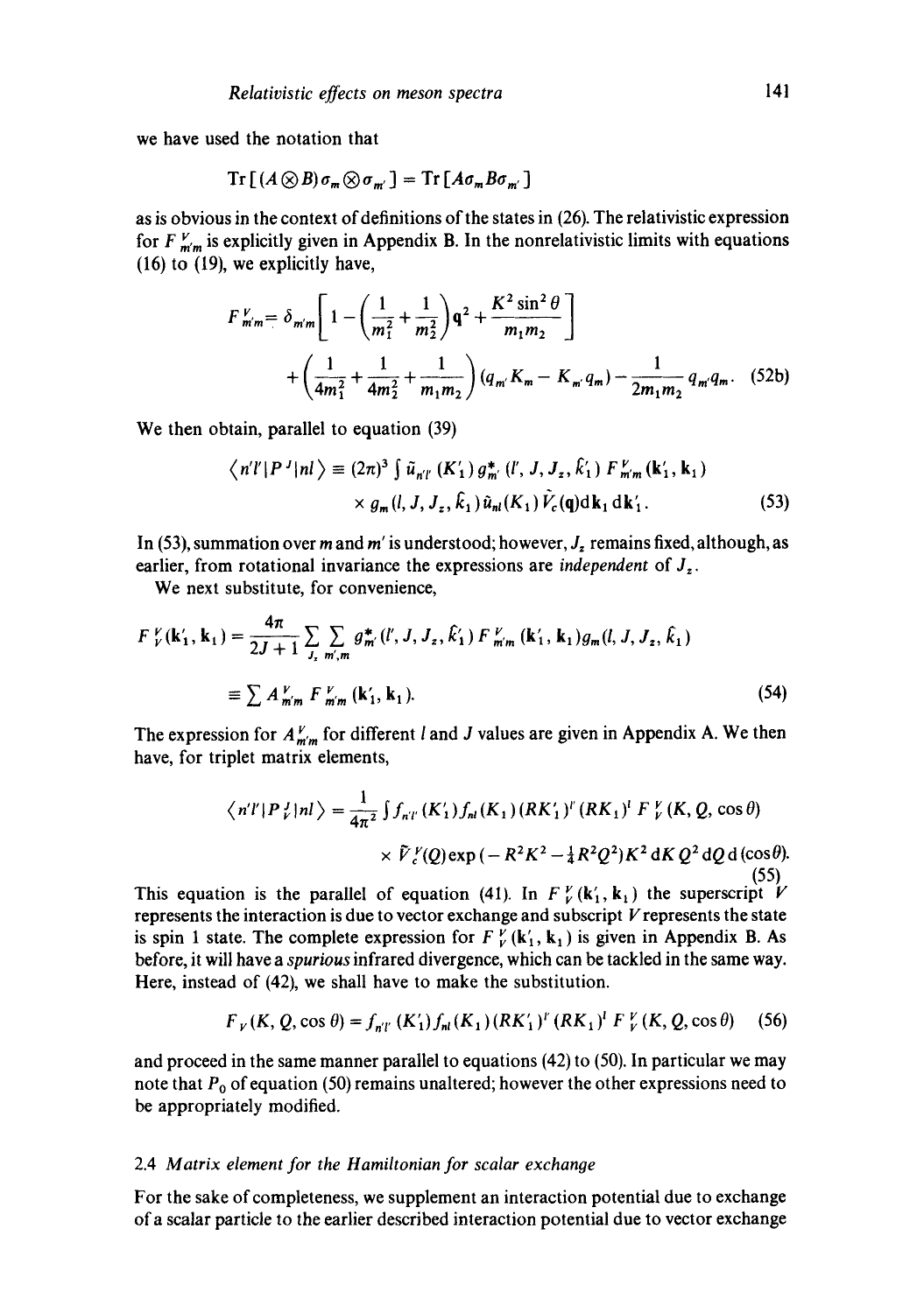we have used the notation that

$$\mathrm{Tr}\left[(A\otimes B)\sigma_m \otimes \sigma_{m'}\right] = \mathrm{Tr}\left[A\sigma_m B\sigma_{m'}\right]$$

as is obvious in the context of definitions of the states in (26). The relativistic expression for $F^V_{m'm}$ is explicitly given in Appendix B. In the nonrelativistic limits with equations (16) to (19), we explicitly have,

$$F^V_{m'm} = \delta_{m'm}\left[1 - \left(\frac{1}{m_1^2} + \frac{1}{m_2^2}\right)\mathbf{q}^2 + \frac{K^2\sin^2\theta}{m_1 m_2}\right] + \left(\frac{1}{4m_1^2} + \frac{1}{4m_2^2} + \frac{1}{m_1 m_2}\right)(q_{m'}K_m - K_{m'}q_m) - \frac{1}{2m_1 m_2}q_{m'}q_m. \tag{52b}$$

We then obtain, parallel to equation (39)

$$\langle n'l'|P^J|nl\rangle \equiv (2\pi)^3 \int \tilde{u}_{n'l'}(K_1')\, g^*_{m'}(l', J, J_z, \hat{k}_1')\, F^V_{m'm}(\mathbf{k}_1', \mathbf{k}_1) \times g_m(l, J, J_z, \hat{k}_1)\,\tilde{u}_{nl}(K_1)\,\tilde{V}_c(\mathbf{q})\mathrm{d}\mathbf{k}_1\,\mathrm{d}\mathbf{k}_1'. \tag{53}$$

In (53), summation over $m$ and $m'$ is understood; however, $J_z$ remains fixed, although, as earlier, from rotational invariance the expressions are *independent* of $J_z$.

We next substitute, for convenience,

$$F^V_V(\mathbf{k}_1', \mathbf{k}_1) = \frac{4\pi}{2J+1}\sum_{J_z}\sum_{m',m} g^*_{m'}(l', J, J_z, \hat{k}_1')\, F^V_{m'm}(\mathbf{k}_1', \mathbf{k}_1)\, g_m(l, J, J_z, \hat{k}_1)$$

$$\equiv \sum A^V_{m'm}\, F^V_{m'm}(\mathbf{k}_1', \mathbf{k}_1). \tag{54}$$

The expression for $A^V_{m'm}$ for different $l$ and $J$ values are given in Appendix A. We then have, for triplet matrix elements,

$$\langle n'l'|P^J_V|nl\rangle = \frac{1}{4\pi^2}\int f_{n'l'}(K_1')f_{nl}(K_1)(RK_1')^{l'}(RK_1)^l\, F^V_V(K, Q, \cos\theta) \times \tilde{V}^V_c(Q)\exp\left(-R^2K^2 - \tfrac{1}{4}R^2Q^2\right)K^2\,\mathrm{d}K\, Q^2\,\mathrm{d}Q\,\mathrm{d}(\cos\theta). \tag{55}$$

This equation is the parallel of equation (41). In $F^V_V(\mathbf{k}_1', \mathbf{k}_1)$ the superscript $V$ represents the interaction is due to vector exchange and subscript $V$ represents the state is spin 1 state. The complete expression for $F^V_V(\mathbf{k}_1', \mathbf{k}_1)$ is given in Appendix B. As before, it will have a *spurious* infrared divergence, which can be tackled in the same way. Here, instead of (42), we shall have to make the substitution.

$$F_V(K, Q, \cos\theta) = f_{n'l'}(K_1')f_{nl}(K_1)(RK_1')^{l'}(RK_1)^l\, F^V_V(K, Q, \cos\theta) \tag{56}$$

and proceed in the same manner parallel to equations (42) to (50). In particular we may note that $P_0$ of equation (50) remains unaltered; however the other expressions need to be appropriately modified.

### 2.4 *Matrix element for the Hamiltonian for scalar exchange*

For the sake of completeness, we supplement an interaction potential due to exchange of a scalar particle to the earlier described interaction potential due to vector exchange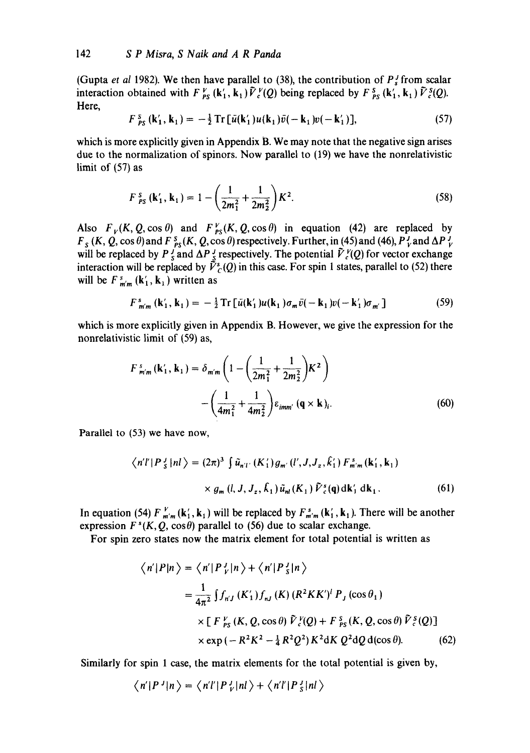(Gupta *et al* 1982). We then have parallel to (38), the contribution of $P_s^J$ from scalar interaction obtained with $F_{PS}^V(\mathbf{k}_1', \mathbf{k}_1)\tilde{V}_c^V(Q)$ being replaced by $F_{PS}^S(\mathbf{k}_1', \mathbf{k}_1)\tilde{V}_c^S(Q)$. Here,

$$F_{PS}^S(\mathbf{k}_1', \mathbf{k}_1) = -\tfrac{1}{2}\operatorname{Tr}[\bar{u}(\mathbf{k}_1')u(\mathbf{k}_1)\bar{v}(-\mathbf{k}_1)v(-\mathbf{k}_1')], \tag{57}$$

which is more explicitly given in Appendix B. We may note that the negative sign arises due to the normalization of spinors. Now parallel to (19) we have the nonrelativistic limit of (57) as

$$F_{PS}^S(\mathbf{k}_1', \mathbf{k}_1) = 1 - \left(\frac{1}{2m_1^2} + \frac{1}{2m_2^2}\right)K^2. \tag{58}$$

Also $F_V(K, Q, \cos\theta)$ and $F_{PS}^V(K, Q, \cos\theta)$ in equation (42) are replaced by $F_S(K, Q, \cos\theta)$ and $F_{PS}^S(K, Q, \cos\theta)$ respectively. Further, in (45) and (46), $P_V^J$ and $\Delta P_V^J$ will be replaced by $P_S^J$ and $\Delta P_S^J$ respectively. The potential $\tilde{V}_c^V(Q)$ for vector exchange interaction will be replaced by $\tilde{V}_C^s(Q)$ in this case. For spin 1 states, parallel to (52) there will be $F_{m'm}^s(\mathbf{k}_1', \mathbf{k}_1)$ written as

$$F_{m'm}^s(\mathbf{k}_1', \mathbf{k}_1) = -\tfrac{1}{2}\operatorname{Tr}[\bar{u}(\mathbf{k}_1')u(\mathbf{k}_1)\sigma_m\bar{v}(-\mathbf{k}_1)v(-\mathbf{k}_1')\sigma_{m'}] \tag{59}$$

which is more explicitly given in Appendix B. However, we give the expression for the nonrelativistic limit of (59) as,

$$F_{m'm}^s(\mathbf{k}_1', \mathbf{k}_1) = \delta_{m'm}\left(1 - \left(\frac{1}{2m_1^2} + \frac{1}{2m_2^2}\right)K^2\right) - \left(\frac{1}{4m_1^2} + \frac{1}{4m_2^2}\right)\varepsilon_{imm'}(\mathbf{q}\times\mathbf{k})_i. \tag{60}$$

Parallel to (53) we have now,

$$\langle n'l'|P_S^J|nl\rangle = (2\pi)^3\int\tilde{u}_{n'l'}(K_1')g_{m'}(l', J, J_z, \hat{k}_1')F_{m'm}^s(\mathbf{k}_1', \mathbf{k}_1) \times g_m(l, J, J_z, \hat{k}_1)\tilde{u}_{nl}(K_1)\tilde{V}_c^s(\mathbf{q})d\mathbf{k}_1'\,d\mathbf{k}_1. \tag{61}$$

In equation (54) $F_{m'm}^V(\mathbf{k}_1', \mathbf{k}_1)$ will be replaced by $F_{m'm}^s(\mathbf{k}_1', \mathbf{k}_1)$. There will be another expression $F^s(K, Q, \cos\theta)$ parallel to (56) due to scalar exchange.

For spin zero states now the matrix element for total potential is written as

$$\begin{aligned}\langle n'|P|n\rangle &= \langle n'|P_V^J|n\rangle + \langle n'|P_S^J|n\rangle \\ &= \frac{1}{4\pi^2}\int f_{n'J}(K_1')f_{nJ}(K)(R^2KK')^l P_J(\cos\theta_1) \\ &\quad\times[F_{PS}^V(K, Q, \cos\theta)\tilde{V}_c^V(Q) + F_{PS}^S(K, Q, \cos\theta)\tilde{V}_c^S(Q)] \\ &\quad\times\exp(-R^2K^2 - \tfrac{1}{4}R^2Q^2)K^2dK\,Q^2dQ\,d(\cos\theta).\end{aligned} \tag{62}$$

Similarly for spin 1 case, the matrix elements for the total potential is given by,

$$\langle n'|P^J|n\rangle = \langle n'l'|P_V^J|nl\rangle + \langle n'l'|P_S^J|nl\rangle$$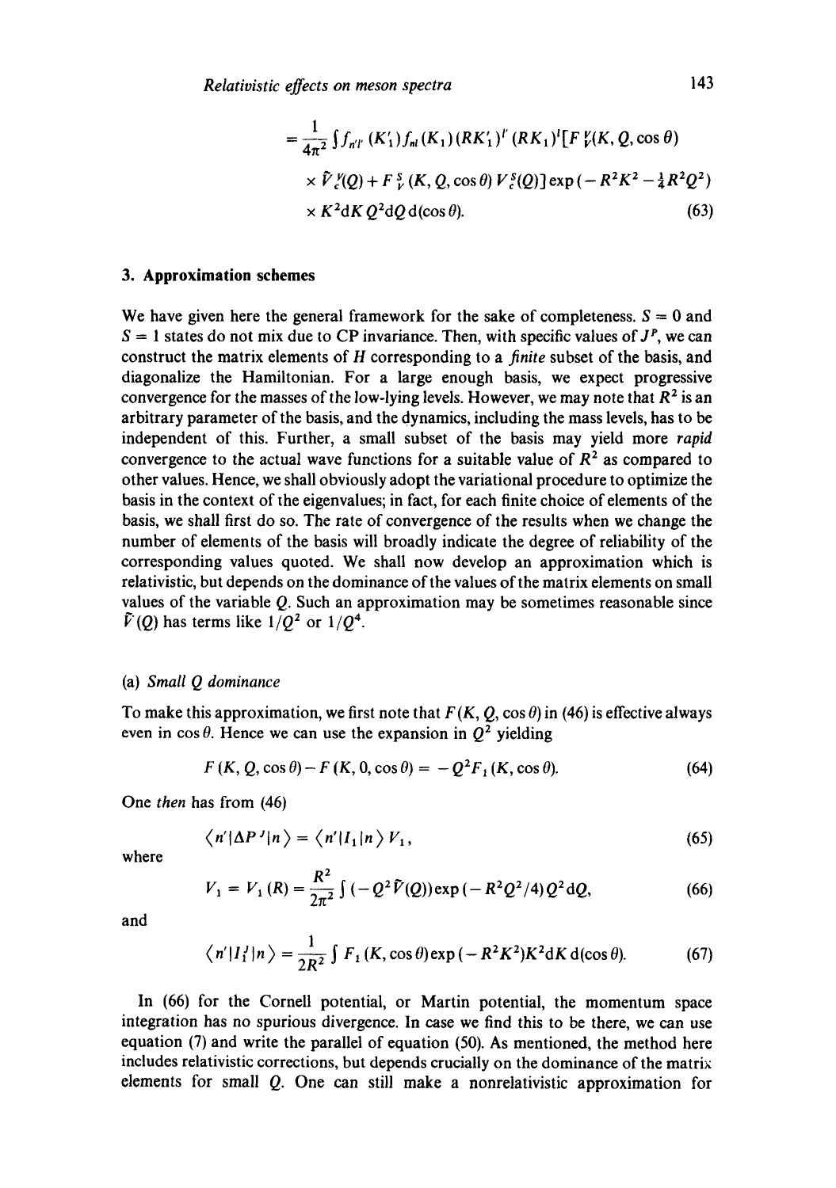$$= \frac{1}{4\pi^2} \int f_{n'l'}(K_1') f_{nl}(K_1) (RK_1')^{l'} (RK_1)^l [F_V^V(K, Q, \cos\theta)$$

$$\times \tilde{V}_c^V(Q) + F_V^S(K, Q, \cos\theta) V_c^S(Q)] \exp(-R^2K^2 - \tfrac{1}{4}R^2Q^2)$$

$$\times K^2 dK\, Q^2 dQ\, d(\cos\theta). \tag{63}$$

### 3. Approximation schemes

We have given here the general framework for the sake of completeness. $S = 0$ and $S = 1$ states do not mix due to CP invariance. Then, with specific values of $J^P$, we can construct the matrix elements of $H$ corresponding to a *finite* subset of the basis, and diagonalize the Hamiltonian. For a large enough basis, we expect progressive convergence for the masses of the low-lying levels. However, we may note that $R^2$ is an arbitrary parameter of the basis, and the dynamics, including the mass levels, has to be independent of this. Further, a small subset of the basis may yield more *rapid* convergence to the actual wave functions for a suitable value of $R^2$ as compared to other values. Hence, we shall obviously adopt the variational procedure to optimize the basis in the context of the eigenvalues; in fact, for each finite choice of elements of the basis, we shall first do so. The rate of convergence of the results when we change the number of elements of the basis will broadly indicate the degree of reliability of the corresponding values quoted. We shall now develop an approximation which is relativistic, but depends on the dominance of the values of the matrix elements on small values of the variable $Q$. Such an approximation may be sometimes reasonable since $\tilde{V}(Q)$ has terms like $1/Q^2$ or $1/Q^4$.

#### (a) *Small Q dominance*

To make this approximation, we first note that $F(K, Q, \cos\theta)$ in (46) is effective always even in $\cos\theta$. Hence we can use the expansion in $Q^2$ yielding

$$F(K, Q, \cos\theta) - F(K, 0, \cos\theta) = -Q^2 F_1(K, \cos\theta). \tag{64}$$

One *then* has from (46)

$$\langle n' | \Delta P^J | n \rangle = \langle n' | I_1 | n \rangle V_1, \tag{65}$$

where

$$V_1 = V_1(R) = \frac{R^2}{2\pi^2} \int (-Q^2 \tilde{V}(Q)) \exp(-R^2Q^2/4) Q^2 dQ, \tag{66}$$

and

$$\langle n' | I_1^J | n \rangle = \frac{1}{2R^2} \int F_1(K, \cos\theta) \exp(-R^2K^2) K^2 dK\, d(\cos\theta). \tag{67}$$

In (66) for the Cornell potential, or Martin potential, the momentum space integration has no spurious divergence. In case we find this to be there, we can use equation (7) and write the parallel of equation (50). As mentioned, the method here includes relativistic corrections, but depends crucially on the dominance of the matrix elements for small $Q$. One can still make a nonrelativistic approximation for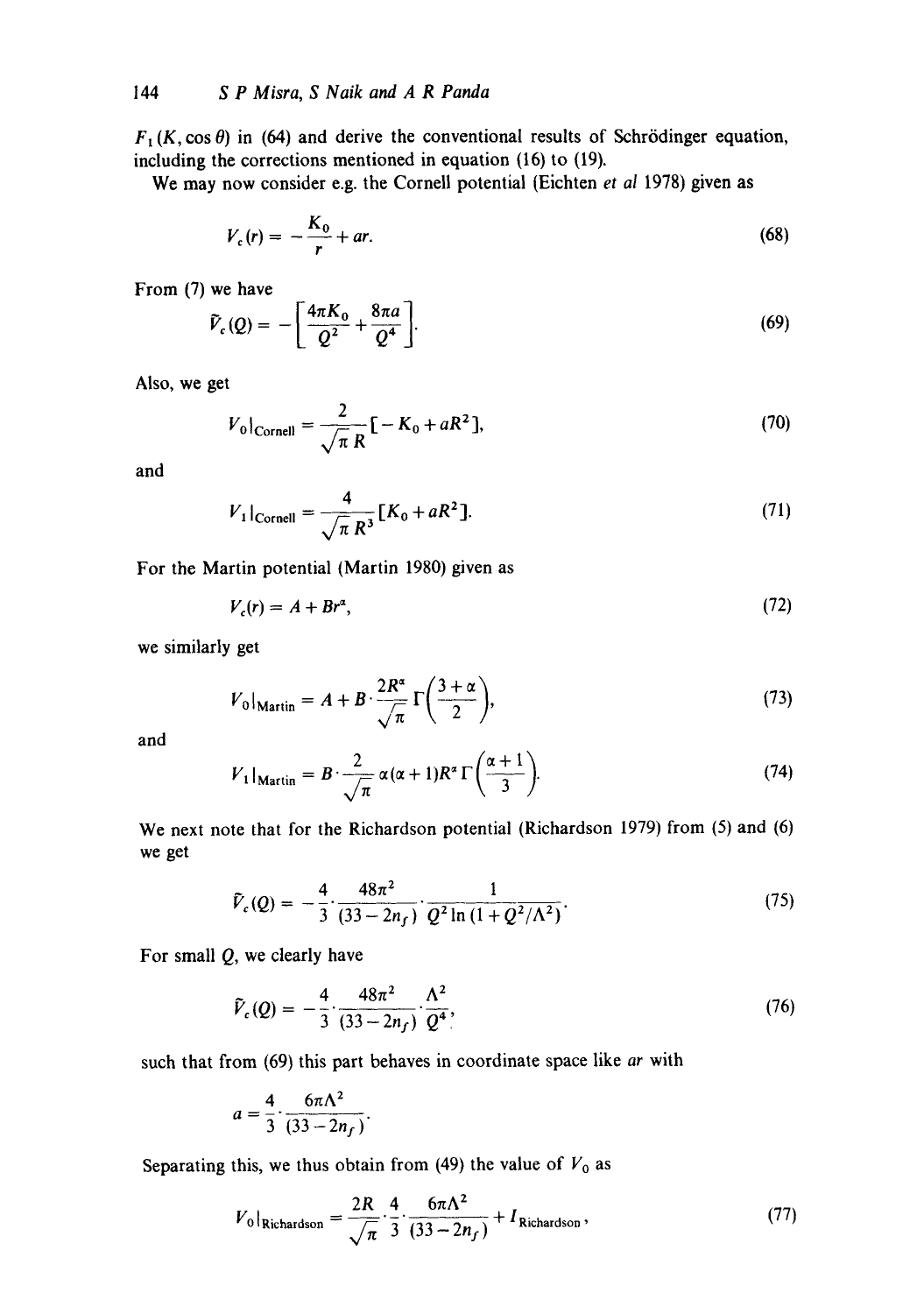$F_1(K, \cos\theta)$ in (64) and derive the conventional results of Schrödinger equation, including the corrections mentioned in equation (16) to (19).

We may now consider e.g. the Cornell potential (Eichten *et al* 1978) given as

$$V_c(r) = -\frac{K_0}{r} + ar. \tag{68}$$

From (7) we have

$$\tilde{V}_c(Q) = -\left[\frac{4\pi K_0}{Q^2} + \frac{8\pi a}{Q^4}\right]. \tag{69}$$

Also, we get

$$V_0|_{\text{Cornell}} = \frac{2}{\sqrt{\pi}\,R}[-K_0 + aR^2], \tag{70}$$

and

$$V_1|_{\text{Cornell}} = \frac{4}{\sqrt{\pi}\,R^3}[K_0 + aR^2]. \tag{71}$$

For the Martin potential (Martin 1980) given as

$$V_c(r) = A + Br^\alpha, \tag{72}$$

we similarly get

$$V_0|_{\text{Martin}} = A + B\cdot\frac{2R^\alpha}{\sqrt{\pi}}\Gamma\left(\frac{3+\alpha}{2}\right), \tag{73}$$

and

$$V_1|_{\text{Martin}} = B\cdot\frac{2}{\sqrt{\pi}}\alpha(\alpha+1)R^\alpha\Gamma\left(\frac{\alpha+1}{3}\right). \tag{74}$$

We next note that for the Richardson potential (Richardson 1979) from (5) and (6) we get

$$\tilde{V}_c(Q) = -\frac{4}{3}\cdot\frac{48\pi^2}{(33-2n_f)}\cdot\frac{1}{Q^2\ln(1+Q^2/\Lambda^2)}. \tag{75}$$

For small $Q$, we clearly have

$$\tilde{V}_c(Q) = -\frac{4}{3}\cdot\frac{48\pi^2}{(33-2n_f)}\cdot\frac{\Lambda^2}{Q^4}, \tag{76}$$

such that from (69) this part behaves in coordinate space like $ar$ with

$$a = \frac{4}{3}\cdot\frac{6\pi\Lambda^2}{(33-2n_f)}.$$

Separating this, we thus obtain from (49) the value of $V_0$ as

$$V_0|_{\text{Richardson}} = \frac{2R}{\sqrt{\pi}}\cdot\frac{4}{3}\cdot\frac{6\pi\Lambda^2}{(33-2n_f)} + I_{\text{Richardson}}, \tag{77}$$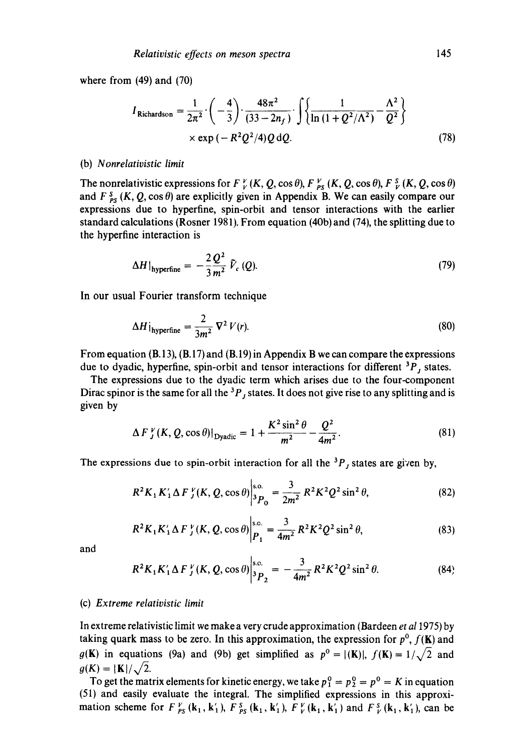where from (49) and (70)

$$I_{\text{Richardson}} = \frac{1}{2\pi^2}\cdot\left(-\frac{4}{3}\right)\cdot\frac{48\pi^2}{(33-2n_f)}\cdot\int\left\{\frac{1}{\ln(1+Q^2/\Lambda^2)}-\frac{\Lambda^2}{Q^2}\right\}$$
$$\times\exp(-R^2Q^2/4)Q\,\mathrm{d}Q. \tag{78}$$

(b) *Nonrelativistic limit*

The nonrelativistic expressions for $F^{\,V}_{V}(K, Q, \cos\theta)$, $F^{\,V}_{PS}(K, Q, \cos\theta)$, $F^{\,S}_{V}(K, Q, \cos\theta)$ and $F^{\,S}_{PS}(K, Q, \cos\theta)$ are explicitly given in Appendix B. We can easily compare our expressions due to hyperfine, spin-orbit and tensor interactions with the earlier standard calculations (Rosner 1981). From equation (40b) and (74), the splitting due to the hyperfine interaction is

$$\Delta H|_{\text{hyperfine}} = -\frac{2Q^2}{3m^2}\tilde{V}_c(Q). \tag{79}$$

In our usual Fourier transform technique

$$\Delta H|_{\text{hyperfine}} = \frac{2}{3m^2}\nabla^2 V(r). \tag{80}$$

From equation (B.13), (B.17) and (B.19) in Appendix B we can compare the expressions due to dyadic, hyperfine, spin-orbit and tensor interactions for different ${}^3P_J$ states.

The expressions due to the dyadic term which arises due to the four-component Dirac spinor is the same for all the ${}^3P_J$ states. It does not give rise to any splitting and is given by

$$\Delta F^{\,V}_{J}(K, Q, \cos\theta)|_{\text{Dyadic}} = 1 + \frac{K^2\sin^2\theta}{m^2} - \frac{Q^2}{4m^2}. \tag{81}$$

The expressions due to spin-orbit interaction for all the ${}^3P_J$ states are given by,

$$R^2K_1K_1'\Delta F^{\,V}_{J}(K, Q, \cos\theta)\Big|^{\text{s.o.}}_{{}^3P_0} = \frac{3}{2m^2}R^2K^2Q^2\sin^2\theta, \tag{82}$$

$$R^2K_1K_1'\Delta F^{\,V}_{J}(K, Q, \cos\theta)\Big|^{\text{s.o.}}_{P_1} = \frac{3}{4m^2}R^2K^2Q^2\sin^2\theta, \tag{83}$$

and

$$R^2K_1K_1'\Delta F^{\,V}_{J}(K, Q, \cos\theta)\Big|^{\text{s.o.}}_{{}^3P_2} = -\frac{3}{4m^2}R^2K^2Q^2\sin^2\theta. \tag{84}$$

(c) *Extreme relativistic limit*

In extreme relativistic limit we make a very crude approximation (Bardeen *et al* 1975) by taking quark mass to be zero. In this approximation, the expression for $p^0$, $f(\mathbf{K})$ and $g(\mathbf{K})$ in equations (9a) and (9b) get simplified as $p^0 = |(\mathbf{K})|$, $f(\mathbf{K}) = 1/\sqrt{2}$ and $g(K) = |\mathbf{K}|/\sqrt{2}$.

To get the matrix elements for kinetic energy, we take $p_1^0 = p_2^0 = p^0 = K$ in equation (51) and easily evaluate the integral. The simplified expressions in this approximation scheme for $F^{\,V}_{PS}(\mathbf{k}_1, \mathbf{k}_1')$, $F^{\,S}_{PS}(\mathbf{k}_1, \mathbf{k}_1')$, $F^{\,V}_{V}(\mathbf{k}_1, \mathbf{k}_1')$ and $F^{\,S}_{V}(\mathbf{k}_1, \mathbf{k}_1')$, can be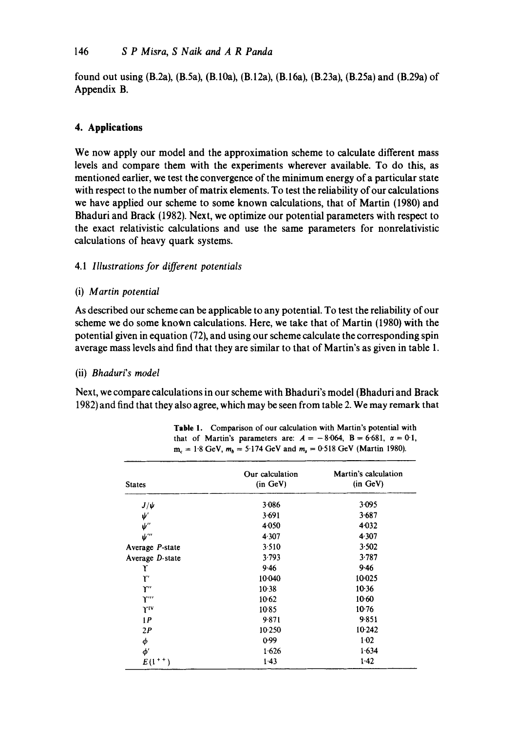found out using (B.2a), (B.5a), (B.10a), (B.12a), (B.16a), (B.23a), (B.25a) and (B.29a) of Appendix B.

## 4. Applications

We now apply our model and the approximation scheme to calculate different mass levels and compare them with the experiments wherever available. To do this, as mentioned earlier, we test the convergence of the minimum energy of a particular state with respect to the number of matrix elements. To test the reliability of our calculations we have applied our scheme to some known calculations, that of Martin (1980) and Bhaduri and Brack (1982). Next, we optimize our potential parameters with respect to the exact relativistic calculations and use the same parameters for nonrelativistic calculations of heavy quark systems.

### 4.1 *Illustrations for different potentials*

(i) *Martin potential*

As described our scheme can be applicable to any potential. To test the reliability of our scheme we do some known calculations. Here, we take that of Martin (1980) with the potential given in equation (72), and using our scheme calculate the corresponding spin average mass levels and find that they are similar to that of Martin's as given in table 1.

(ii) *Bhaduri's model*

Next, we compare calculations in our scheme with Bhaduri's model (Bhaduri and Brack 1982) and find that they also agree, which may be seen from table 2. We may remark that

**Table 1.** Comparison of our calculation with Martin's potential with that of Martin's parameters are: $A = -8.064$, $B = 6.681$, $\alpha = 0.1$, $m_c = 1.8$ GeV, $m_b = 5.174$ GeV and $m_s = 0.518$ GeV (Martin 1980).

| States | Our calculation (in GeV) | Martin's calculation (in GeV) |
|---|---|---|
| $J/\psi$ | 3.086 | 3.095 |
| $\psi'$ | 3.691 | 3.687 |
| $\psi''$ | 4.050 | 4.032 |
| $\psi'''$ | 4.307 | 4.307 |
| Average $P$-state | 3.510 | 3.502 |
| Average $D$-state | 3.793 | 3.787 |
| $\Upsilon$ | 9.46 | 9.46 |
| $\Upsilon'$ | 10.040 | 10.025 |
| $\Upsilon''$ | 10.38 | 10.36 |
| $\Upsilon'''$ | 10.62 | 10.60 |
| $\Upsilon^{\text{IV}}$ | 10.85 | 10.76 |
| $1P$ | 9.871 | 9.851 |
| $2P$ | 10.250 | 10.242 |
| $\phi$ | 0.99 | 1.02 |
| $\phi'$ | 1.626 | 1.634 |
| $E(1^{++})$ | 1.43 | 1.42 |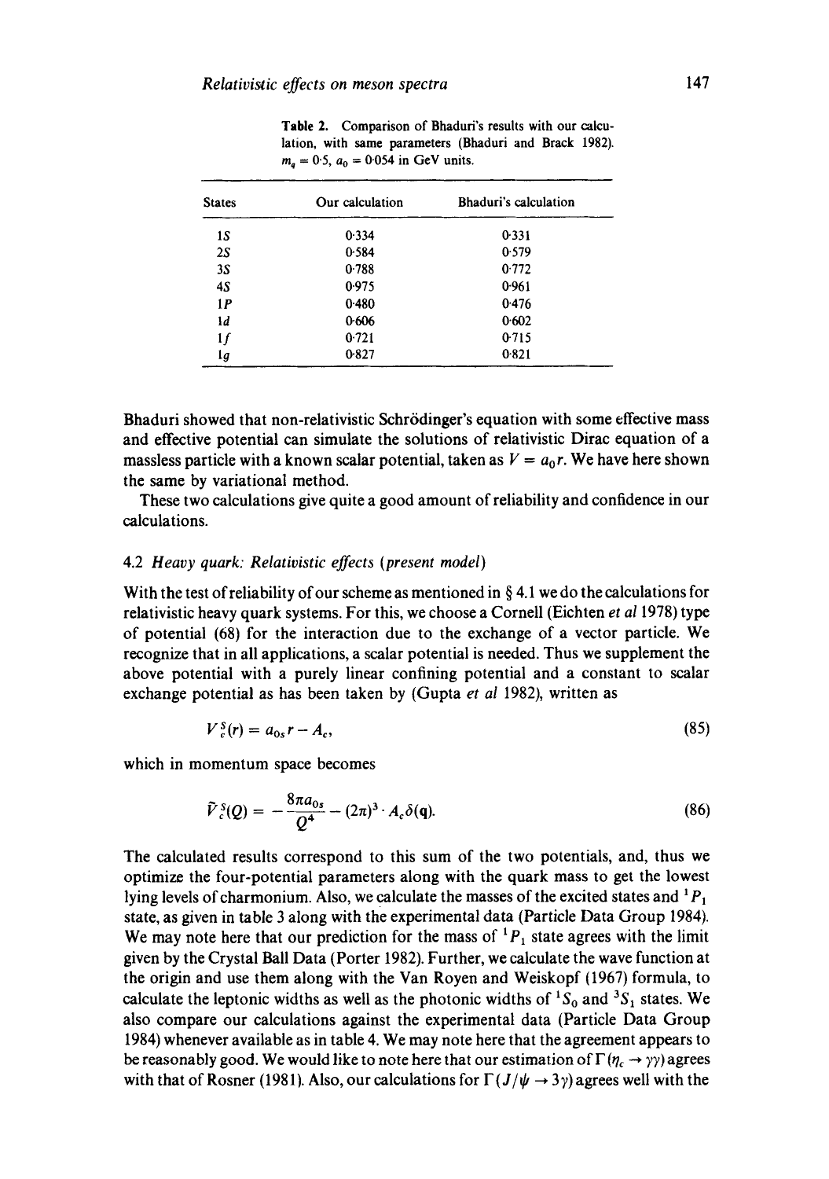**Table 2.** Comparison of Bhaduri's results with our calculation, with same parameters (Bhaduri and Brack 1982). $m_q = 0{\cdot}5$, $a_0 = 0{\cdot}054$ in GeV units.

| States | Our calculation | Bhaduri's calculation |
|---|---|---|
| 1$S$ | 0·334 | 0·331 |
| 2$S$ | 0·584 | 0·579 |
| 3$S$ | 0·788 | 0·772 |
| 4$S$ | 0·975 | 0·961 |
| 1$P$ | 0·480 | 0·476 |
| 1$d$ | 0·606 | 0·602 |
| 1$f$ | 0·721 | 0·715 |
| 1$g$ | 0·827 | 0·821 |

Bhaduri showed that non-relativistic Schrödinger's equation with some effective mass and effective potential can simulate the solutions of relativistic Dirac equation of a massless particle with a known scalar potential, taken as $V = a_0 r$. We have here shown the same by variational method.

These two calculations give quite a good amount of reliability and confidence in our calculations.

### 4.2 *Heavy quark: Relativistic effects (present model)*

With the test of reliability of our scheme as mentioned in § 4.1 we do the calculations for relativistic heavy quark systems. For this, we choose a Cornell (Eichten *et al* 1978) type of potential (68) for the interaction due to the exchange of a vector particle. We recognize that in all applications, a scalar potential is needed. Thus we supplement the above potential with a purely linear confining potential and a constant to scalar exchange potential as has been taken by (Gupta *et al* 1982), written as

$$V_c^S(r) = a_{0s} r - A_c, \tag{85}$$

which in momentum space becomes

$$\tilde{V}_c^S(Q) = -\frac{8\pi a_{0s}}{Q^4} - (2\pi)^3 \cdot A_c \delta(\mathbf{q}). \tag{86}$$

The calculated results correspond to this sum of the two potentials, and, thus we optimize the four-potential parameters along with the quark mass to get the lowest lying levels of charmonium. Also, we calculate the masses of the excited states and ${}^1P_1$ state, as given in table 3 along with the experimental data (Particle Data Group 1984). We may note here that our prediction for the mass of ${}^1P_1$ state agrees with the limit given by the Crystal Ball Data (Porter 1982). Further, we calculate the wave function at the origin and use them along with the Van Royen and Weiskopf (1967) formula, to calculate the leptonic widths as well as the photonic widths of ${}^1S_0$ and ${}^3S_1$ states. We also compare our calculations against the experimental data (Particle Data Group 1984) whenever available as in table 4. We may note here that the agreement appears to be reasonably good. We would like to note here that our estimation of $\Gamma(\eta_c \to \gamma\gamma)$ agrees with that of Rosner (1981). Also, our calculations for $\Gamma(J/\psi \to 3\gamma)$ agrees well with the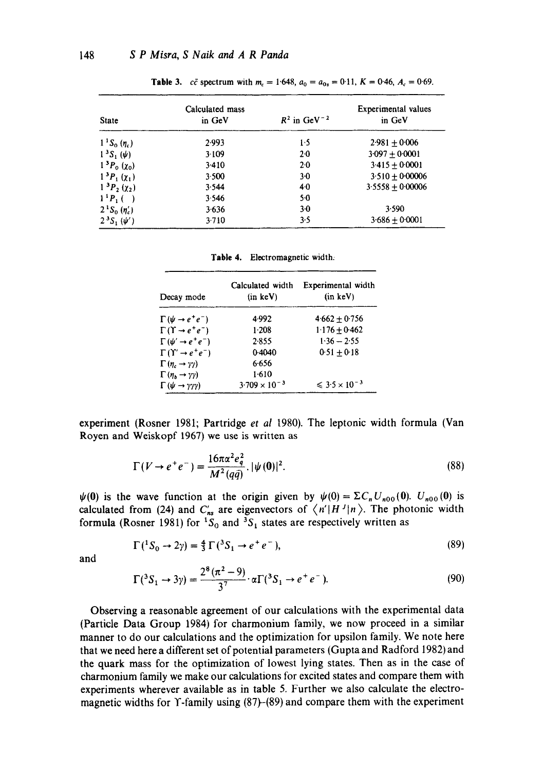Table 3. $c\bar{c}$ spectrum with $m_c = 1{\cdot}648$, $a_0 = a_{0s} = 0{\cdot}11$, $K = 0{\cdot}46$, $A_c = 0{\cdot}69$.

| State | Calculated mass in GeV | $R^2$ in GeV$^{-2}$ | Experimental values in GeV |
|---|---|---|---|
| $1\,^1S_0\,(\eta_c)$ | 2·993 | 1·5 | $2{\cdot}981 \pm 0{\cdot}006$ |
| $1\,^3S_1\,(\psi)$ | 3·109 | 2·0 | $3{\cdot}097 \pm 0{\cdot}0001$ |
| $1\,^3P_0\,(\chi_0)$ | 3·410 | 2·0 | $3{\cdot}415 \pm 0{\cdot}0001$ |
| $1\,^3P_1\,(\chi_1)$ | 3·500 | 3·0 | $3{\cdot}510 \pm 0{\cdot}00006$ |
| $1\,^3P_2\,(\chi_2)$ | 3·544 | 4·0 | $3{\cdot}5558 \pm 0{\cdot}00006$ |
| $1\,^1P_1\,(\ )$ | 3·546 | 5·0 | |
| $2\,^1S_0\,(\eta_c')$ | 3·636 | 3·0 | 3·590 |
| $2\,^3S_1\,(\psi')$ | 3·710 | 3·5 | $3{\cdot}686 \pm 0{\cdot}0001$ |

Table 4. Electromagnetic width.

| Decay mode | Calculated width (in keV) | Experimental width (in keV) |
|---|---|---|
| $\Gamma(\psi \to e^+e^-)$ | 4·992 | $4{\cdot}662 \pm 0{\cdot}756$ |
| $\Gamma(\Upsilon \to e^+e^-)$ | 1·208 | $1{\cdot}176 \pm 0{\cdot}462$ |
| $\Gamma(\psi' \to e^+e^-)$ | 2·855 | $1{\cdot}36 - 2{\cdot}55$ |
| $\Gamma(\Upsilon' \to e^+e^-)$ | 0·4040 | $0{\cdot}51 \pm 0{\cdot}18$ |
| $\Gamma(\eta_c \to \gamma\gamma)$ | 6·656 | |
| $\Gamma(\eta_b \to \gamma\gamma)$ | 1·610 | |
| $\Gamma(\psi \to \gamma\gamma\gamma)$ | $3{\cdot}709 \times 10^{-3}$ | $\leqslant 3{\cdot}5 \times 10^{-3}$ |

experiment (Rosner 1981; Partridge *et al* 1980). The leptonic width formula (Van Royen and Weiskopf 1967) we use is written as

$$\Gamma(V \to e^+e^-) = \frac{16\pi\alpha^2 e_q^2}{M^2(q\bar{q})} \cdot |\psi(\mathbf{0})|^2. \tag{88}$$

$\psi(\mathbf{0})$ is the wave function at the origin given by $\psi(0) = \Sigma C_n U_{n00}(\mathbf{0})$. $U_{n00}(\mathbf{0})$ is calculated from (24) and $C_{ns}'$ are eigenvectors of $\langle n'|H^J|n\rangle$. The photonic width formula (Rosner 1981) for $^1S_0$ and $^3S_1$ states are respectively written as

$$\Gamma(^1S_0 \to 2\gamma) = \tfrac{4}{3}\Gamma(^3S_1 \to e^+e^-), \tag{89}$$

and

$$\Gamma(^3S_1 \to 3\gamma) = \frac{2^8(\pi^2 - 9)}{3^7} \cdot \alpha\Gamma(^3S_1 \to e^+e^-). \tag{90}$$

Observing a reasonable agreement of our calculations with the experimental data (Particle Data Group 1984) for charmonium family, we now proceed in a similar manner to do our calculations and the optimization for upsilon family. We note here that we need here a different set of potential parameters (Gupta and Radford 1982) and the quark mass for the optimization of lowest lying states. Then as in the case of charmonium family we make our calculations for excited states and compare them with experiments wherever available as in table 5. Further we also calculate the electromagnetic widths for $\Upsilon$-family using (87)–(89) and compare them with the experiment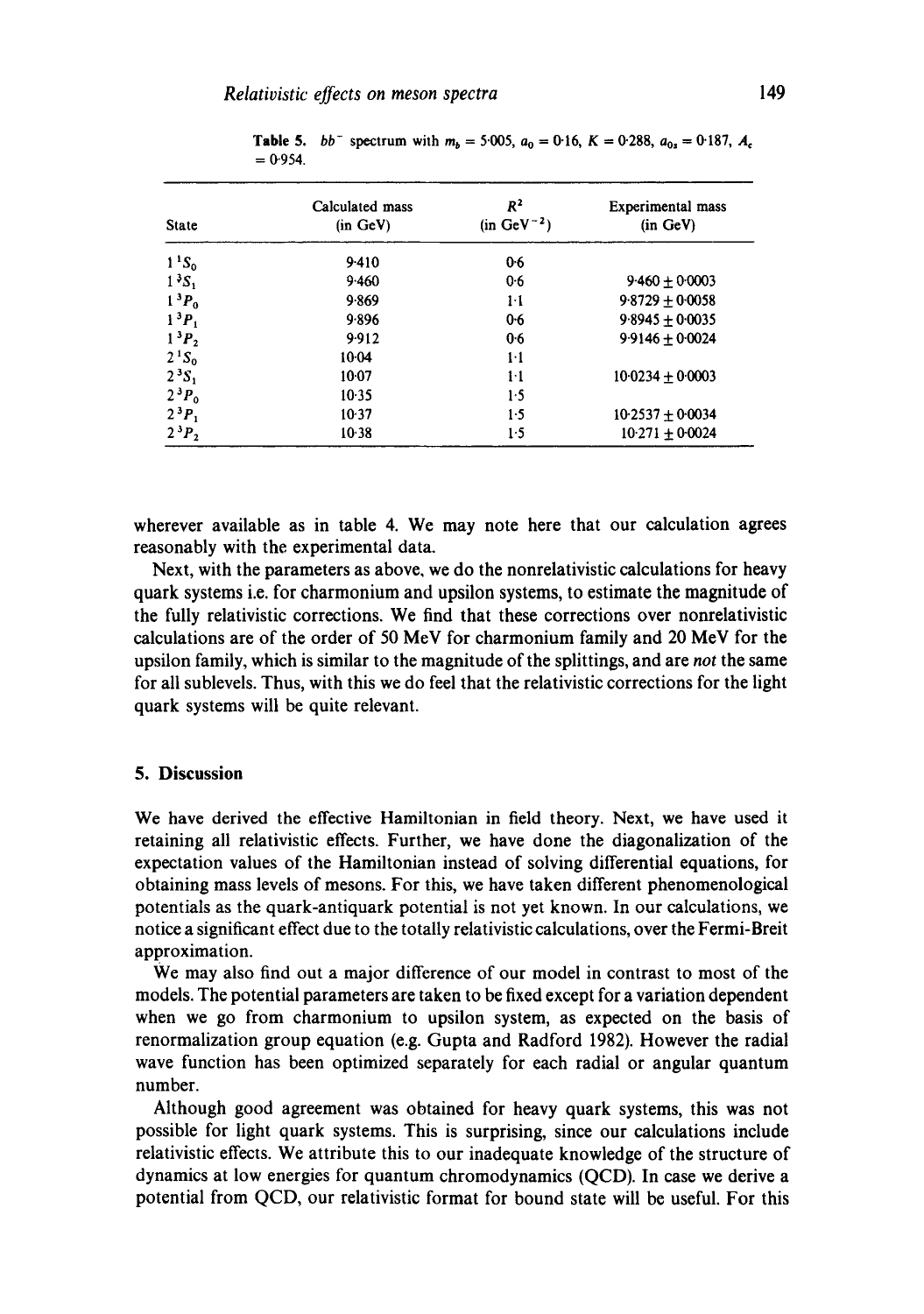**Table 5.** $b\bar{b}$ spectrum with $m_b = 5.005$, $a_0 = 0.16$, $K = 0.288$, $a_{0s} = 0.187$, $A_c = 0.954$.

| State | Calculated mass (in GeV) | $R^2$ (in GeV$^{-2}$) | Experimental mass (in GeV) |
|---|---|---|---|
| $1\,^1S_0$ | 9.410 | 0.6 | |
| $1\,^3S_1$ | 9.460 | 0.6 | $9.460 \pm 0.0003$ |
| $1\,^3P_0$ | 9.869 | 1.1 | $9.8729 \pm 0.0058$ |
| $1\,^3P_1$ | 9.896 | 0.6 | $9.8945 \pm 0.0035$ |
| $1\,^3P_2$ | 9.912 | 0.6 | $9.9146 \pm 0.0024$ |
| $2\,^1S_0$ | 10.04 | 1.1 | |
| $2\,^3S_1$ | 10.07 | 1.1 | $10.0234 \pm 0.0003$ |
| $2\,^3P_0$ | 10.35 | 1.5 | |
| $2\,^3P_1$ | 10.37 | 1.5 | $10.2537 \pm 0.0034$ |
| $2\,^3P_2$ | 10.38 | 1.5 | $10.271 \pm 0.0024$ |

wherever available as in table 4. We may note here that our calculation agrees reasonably with the experimental data.

Next, with the parameters as above, we do the nonrelativistic calculations for heavy quark systems i.e. for charmonium and upsilon systems, to estimate the magnitude of the fully relativistic corrections. We find that these corrections over nonrelativistic calculations are of the order of 50 MeV for charmonium family and 20 MeV for the upsilon family, which is similar to the magnitude of the splittings, and are *not* the same for all sublevels. Thus, with this we do feel that the relativistic corrections for the light quark systems will be quite relevant.

## 5. Discussion

We have derived the effective Hamiltonian in field theory. Next, we have used it retaining all relativistic effects. Further, we have done the diagonalization of the expectation values of the Hamiltonian instead of solving differential equations, for obtaining mass levels of mesons. For this, we have taken different phenomenological potentials as the quark-antiquark potential is not yet known. In our calculations, we notice a significant effect due to the totally relativistic calculations, over the Fermi-Breit approximation.

We may also find out a major difference of our model in contrast to most of the models. The potential parameters are taken to be fixed except for a variation dependent when we go from charmonium to upsilon system, as expected on the basis of renormalization group equation (e.g. Gupta and Radford 1982). However the radial wave function has been optimized separately for each radial or angular quantum number.

Although good agreement was obtained for heavy quark systems, this was not possible for light quark systems. This is surprising, since our calculations include relativistic effects. We attribute this to our inadequate knowledge of the structure of dynamics at low energies for quantum chromodynamics (QCD). In case we derive a potential from QCD, our relativistic format for bound state will be useful. For this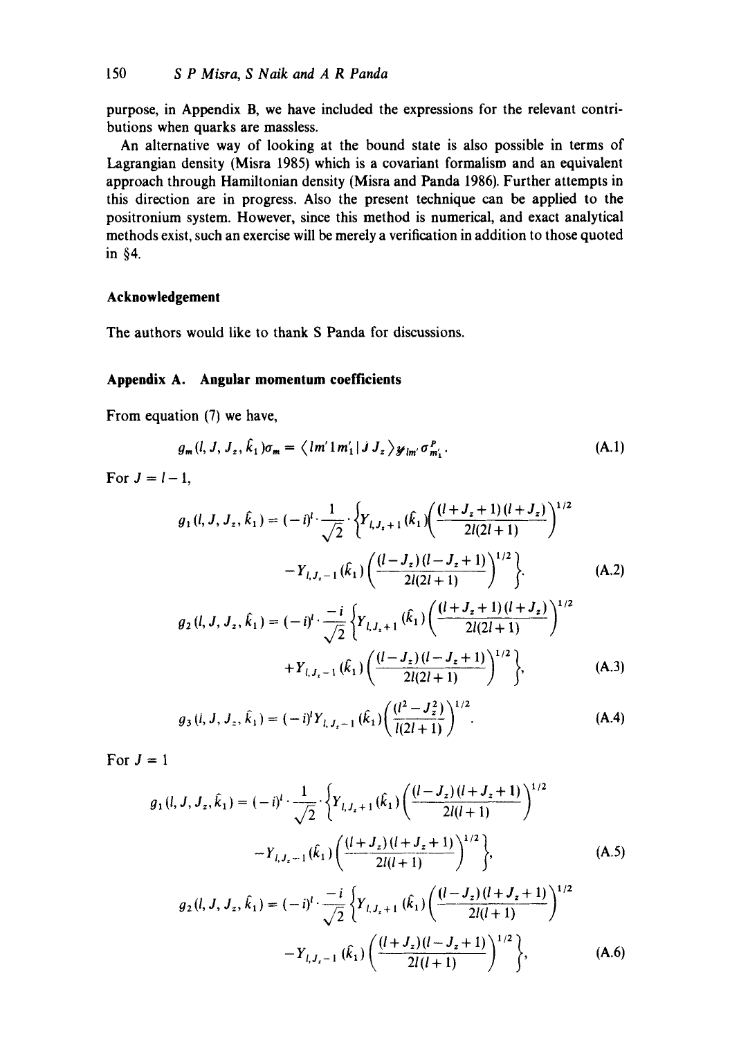purpose, in Appendix B, we have included the expressions for the relevant contributions when quarks are massless.

An alternative way of looking at the bound state is also possible in terms of Lagrangian density (Misra 1985) which is a covariant formalism and an equivalent approach through Hamiltonian density (Misra and Panda 1986). Further attempts in this direction are in progress. Also the present technique can be applied to the positronium system. However, since this method is numerical, and exact analytical methods exist, such an exercise will be merely a verification in addition to those quoted in §4.

## Acknowledgement

The authors would like to thank S Panda for discussions.

## Appendix A. Angular momentum coefficients

From equation (7) we have,

$$g_m(l, J, J_z, \hat{k}_1)\sigma_m = \langle lm' 1 m'_1 | J J_z \rangle \mathscr{Y}_{lm'} \sigma^P_{m'_1}. \tag{A.1}$$

For $J = l - 1$,

$$g_1(l, J, J_z, \hat{k}_1) = (-i)^l \cdot \frac{1}{\sqrt{2}} \cdot \left\{ Y_{l, J_z+1}(\hat{k}_1) \left( \frac{(l + J_z + 1)(l + J_z)}{2l(2l+1)} \right)^{1/2} - Y_{l, J_z - 1}(\hat{k}_1) \left( \frac{(l - J_z)(l - J_z + 1)}{2l(2l+1)} \right)^{1/2} \right\}. \tag{A.2}$$

$$g_2(l, J, J_z, \hat{k}_1) = (-i)^l \cdot \frac{-i}{\sqrt{2}} \left\{ Y_{l, J_z+1}(\hat{k}_1) \left( \frac{(l + J_z + 1)(l + J_z)}{2l(2l+1)} \right)^{1/2} + Y_{l, J_z - 1}(\hat{k}_1) \left( \frac{(l - J_z)(l - J_z + 1)}{2l(2l+1)} \right)^{1/2} \right\}, \tag{A.3}$$

$$g_3(l, J, J_z, \hat{k}_1) = (-i)^l Y_{l, J_z - 1}(\hat{k}_1) \left( \frac{(l^2 - J_z^2)}{l(2l+1)} \right)^{1/2}. \tag{A.4}$$

For $J = l$

$$g_1(l, J, J_z, \hat{k}_1) = (-i)^l \cdot \frac{1}{\sqrt{2}} \cdot \left\{ Y_{l, J_z+1}(\hat{k}_1) \left( \frac{(l - J_z)(l + J_z + 1)}{2l(l+1)} \right)^{1/2} - Y_{l, J_z - 1}(\hat{k}_1) \left( \frac{(l + J_z)(l + J_z + 1)}{2l(l+1)} \right)^{1/2} \right\}, \tag{A.5}$$

$$g_2(l, J, J_z, \hat{k}_1) = (-i)^l \cdot \frac{-i}{\sqrt{2}} \left\{ Y_{l, J_z+1}(\hat{k}_1) \left( \frac{(l - J_z)(l + J_z + 1)}{2l(l+1)} \right)^{1/2} - Y_{l, J_z - 1}(\hat{k}_1) \left( \frac{(l + J_z)(l - J_z + 1)}{2l(l+1)} \right)^{1/2} \right\}, \tag{A.6}$$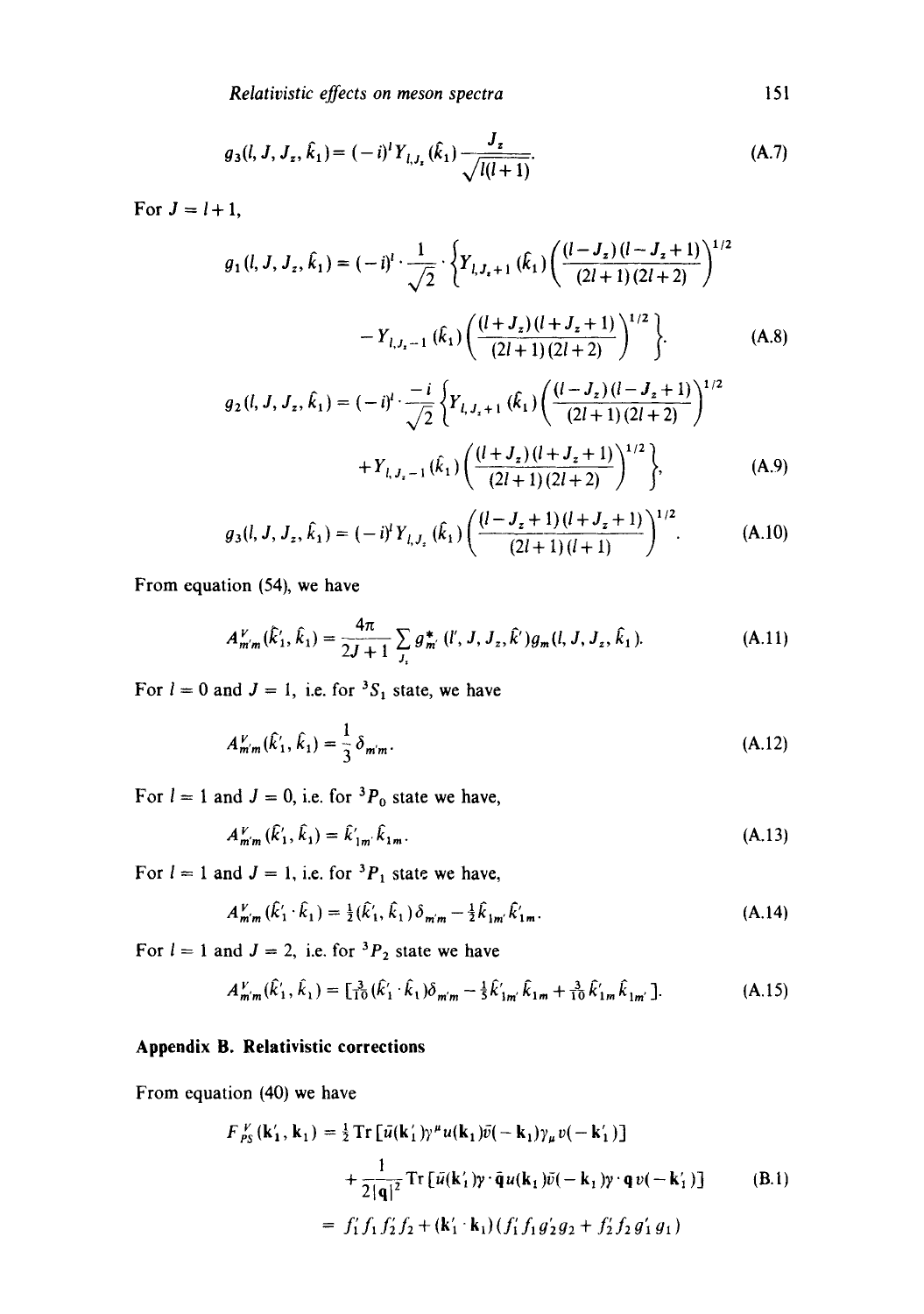$$g_3(l, J, J_z, \hat{k}_1) = (-i)^l Y_{l,J_z}(\hat{k}_1) \frac{J_z}{\sqrt{l(l+1)}}. \tag{A.7}$$

For $J = l + 1$,

$$g_1(l, J, J_z, \hat{k}_1) = (-i)^l \cdot \frac{1}{\sqrt{2}} \cdot \left\{ Y_{l,J_z+1}(\hat{k}_1) \left( \frac{(l-J_z)(l-J_z+1)}{(2l+1)(2l+2)} \right)^{1/2} - Y_{l,J_z-1}(\hat{k}_1) \left( \frac{(l+J_z)(l+J_z+1)}{(2l+1)(2l+2)} \right)^{1/2} \right\}. \tag{A.8}$$

$$g_2(l, J, J_z, \hat{k}_1) = (-i)^l \cdot \frac{-i}{\sqrt{2}} \left\{ Y_{l,J_z+1}(\hat{k}_1) \left( \frac{(l-J_z)(l-J_z+1)}{(2l+1)(2l+2)} \right)^{1/2} + Y_{l,J_z-1}(\hat{k}_1) \left( \frac{(l+J_z)(l+J_z+1)}{(2l+1)(2l+2)} \right)^{1/2} \right\}, \tag{A.9}$$

$$g_3(l, J, J_z, \hat{k}_1) = (-i)^l Y_{l,J_z}(\hat{k}_1) \left( \frac{(l-J_z+1)(l+J_z+1)}{(2l+1)(l+1)} \right)^{1/2}. \tag{A.10}$$

From equation (54), we have

$$A^V_{m'm}(\hat{k}'_1, \hat{k}_1) = \frac{4\pi}{2J+1} \sum_{J_z} g^*_{m'}(l', J, J_z, \hat{k}') g_m(l, J, J_z, \hat{k}_1). \tag{A.11}$$

For $l = 0$ and $J = 1$, i.e. for $^3S_1$ state, we have

$$A^V_{m'm}(\hat{k}'_1, \hat{k}_1) = \frac{1}{3} \delta_{m'm}. \tag{A.12}$$

For $l = 1$ and $J = 0$, i.e. for $^3P_0$ state we have,

$$A^V_{m'm}(\hat{k}'_1, \hat{k}_1) = \hat{k}'_{1m'} \hat{k}_{1m}. \tag{A.13}$$

For $l = 1$ and $J = 1$, i.e. for $^3P_1$ state we have,

$$A^V_{m'm}(\hat{k}'_1 \cdot \hat{k}_1) = \tfrac{1}{2}(\hat{k}'_1, \hat{k}_1) \delta_{m'm} - \tfrac{1}{2} \hat{k}_{1m'} \hat{k}'_{1m}. \tag{A.14}$$

For $l = 1$ and $J = 2$, i.e. for $^3P_2$ state we have

$$A^V_{m'm}(\hat{k}'_1, \hat{k}_1) = [\tfrac{3}{10}(\hat{k}'_1 \cdot \hat{k}_1) \delta_{m'm} - \tfrac{1}{5} \hat{k}'_{1m'} \hat{k}_{1m} + \tfrac{3}{10} \hat{k}'_{1m} \hat{k}_{1m'}]. \tag{A.15}$$

## Appendix B. Relativistic corrections

From equation (40) we have

$$\begin{aligned} F^V_{PS}(\mathbf{k}'_1, \mathbf{k}_1) &= \tfrac{1}{2} \operatorname{Tr} [\bar{u}(\mathbf{k}'_1) \gamma^\mu u(\mathbf{k}_1) \bar{v}(-\mathbf{k}_1) \gamma_\mu v(-\mathbf{k}'_1)] \\ &\quad + \frac{1}{2|\mathbf{q}|^2} \operatorname{Tr} [\bar{u}(\mathbf{k}'_1) \gamma \cdot \bar{\mathbf{q}} u(\mathbf{k}_1) \bar{v}(-\mathbf{k}_1) \gamma \cdot \mathbf{q}\, v(-\mathbf{k}'_1)] \\ &= f'_1 f_1 f'_2 f_2 + (\mathbf{k}'_1 \cdot \mathbf{k}_1)(f'_1 f_1 g'_2 g_2 + f'_2 f_2 g'_1 g_1) \end{aligned} \tag{B.1}$$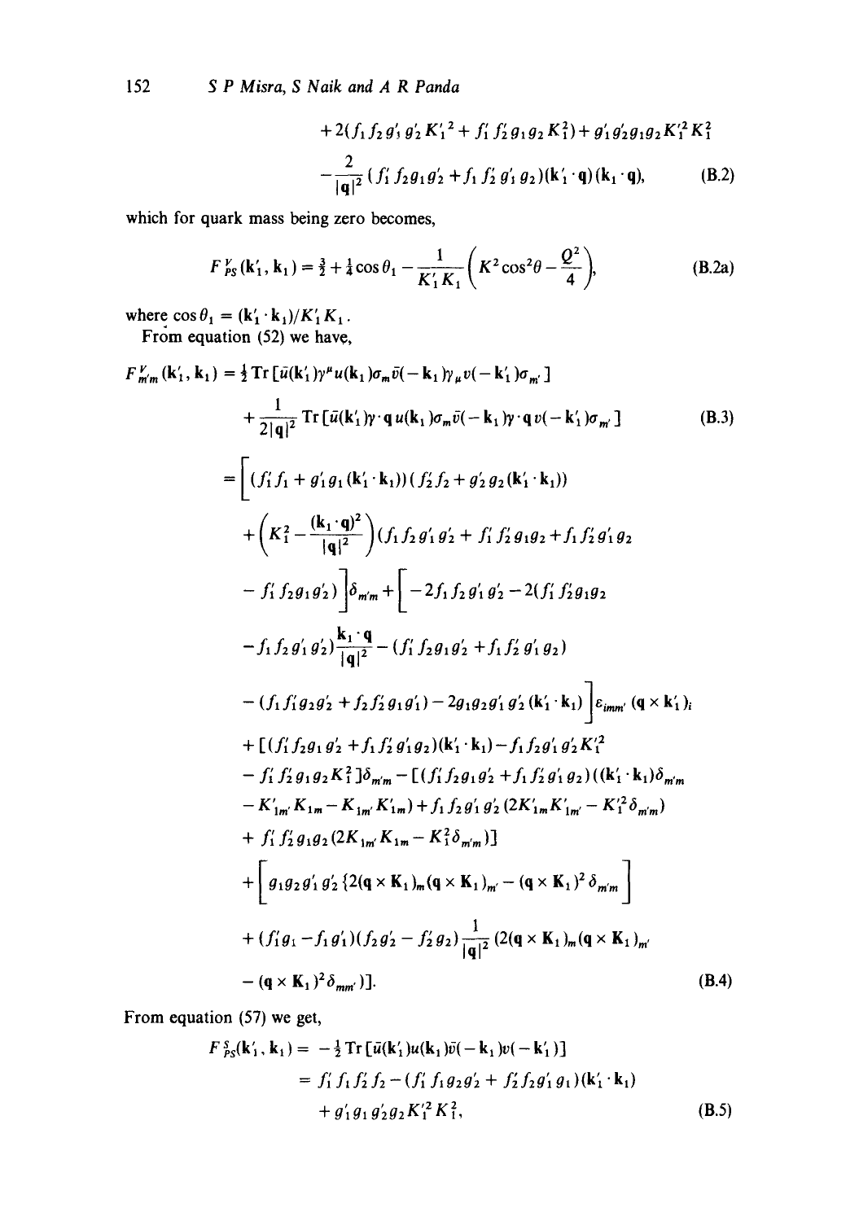$$
+2(f_1 f_2 g'_1 g'_2 K_1'^2 + f'_1 f'_2 g_1 g_2 K_1^2) + g'_1 g'_2 g_1 g_2 K_1'^2 K_1^2
$$

$$
-\frac{2}{|\mathbf{q}|^2}(f'_1 f_2 g_1 g'_2 + f_1 f'_2 g'_1 g_2)(\mathbf{k}'_1 \cdot \mathbf{q})(\mathbf{k}_1 \cdot \mathbf{q}), \tag{B.2}
$$

which for quark mass being zero becomes,

$$
F^V_{PS}(\mathbf{k}'_1, \mathbf{k}_1) = \tfrac{3}{2} + \tfrac{1}{4}\cos\theta_1 - \frac{1}{K'_1 K_1}\left(K^2\cos^2\theta - \frac{Q^2}{4}\right), \tag{B.2a}
$$

where $\cos\theta_1 = (\mathbf{k}'_1 \cdot \mathbf{k}_1)/K'_1 K_1$.

From equation (52) we have,

$$
F^V_{m'm}(\mathbf{k}'_1, \mathbf{k}_1) = \tfrac{1}{2}\mathrm{Tr}\,[\bar{u}(\mathbf{k}'_1)\gamma^\mu u(\mathbf{k}_1)\sigma_m \bar{v}(-\mathbf{k}_1)\gamma_\mu v(-\mathbf{k}'_1)\sigma_{m'}]
$$

$$
+\frac{1}{2|\mathbf{q}|^2}\mathrm{Tr}\,[\bar{u}(\mathbf{k}'_1)\gamma\cdot\mathbf{q}\,u(\mathbf{k}_1)\sigma_m \bar{v}(-\mathbf{k}_1)\gamma\cdot\mathbf{q}\,v(-\mathbf{k}'_1)\sigma_{m'}] \tag{B.3}
$$

$$
= \Bigg[(f'_1 f_1 + g'_1 g_1(\mathbf{k}'_1\cdot\mathbf{k}_1))(f'_2 f_2 + g'_2 g_2(\mathbf{k}'_1\cdot\mathbf{k}_1))
$$

$$
+\left(K_1^2 - \frac{(\mathbf{k}_1\cdot\mathbf{q})^2}{|\mathbf{q}|^2}\right)(f_1 f_2 g'_1 g'_2 + f'_1 f'_2 g_1 g_2 + f_1 f'_2 g'_1 g_2
$$

$$
- f'_1 f_2 g_1 g'_2)\Bigg]\delta_{m'm} + \Bigg[-2 f_1 f_2 g'_1 g'_2 - 2(f'_1 f'_2 g_1 g_2
$$

$$
- f_1 f_2 g'_1 g'_2)\frac{\mathbf{k}_1\cdot\mathbf{q}}{|\mathbf{q}|^2} - (f'_1 f_2 g_1 g'_2 + f_1 f'_2 g'_1 g_2)
$$

$$
-(f_1 f'_1 g_2 g'_2 + f_2 f'_2 g_1 g'_1) - 2 g_1 g_2 g'_1 g'_2(\mathbf{k}'_1\cdot\mathbf{k}_1)\Bigg]\varepsilon_{imm'}(\mathbf{q}\times\mathbf{k}'_1)_i
$$

$$
+[(f'_1 f_2 g_1 g'_2 + f_1 f'_2 g'_1 g_2)(\mathbf{k}'_1\cdot\mathbf{k}_1) - f_1 f_2 g'_1 g'_2 K_1'^2
$$

$$
- f'_1 f'_2 g_1 g_2 K_1^2]\delta_{m'm} - [(f'_1 f_2 g_1 g'_2 + f_1 f'_2 g'_1 g_2)((\mathbf{k}'_1\cdot\mathbf{k}_1)\delta_{m'm}
$$

$$
- K'_{1m'}K_{1m} - K_{1m'}K'_{1m}) + f_1 f_2 g'_1 g'_2(2K'_{1m}K'_{1m'} - K_1'^2\delta_{m'm})
$$

$$
+ f'_1 f'_2 g_1 g_2(2K_{1m'}K_{1m} - K_1^2\delta_{m'm})]
$$

$$
+\Bigg[g_1 g_2 g'_1 g'_2\{2(\mathbf{q}\times\mathbf{K}_1)_m(\mathbf{q}\times\mathbf{K}_1)_{m'} - (\mathbf{q}\times\mathbf{K}_1)^2\delta_{m'm}\Bigg]
$$

$$
+(f'_1 g_1 - f_1 g'_1)(f_2 g'_2 - f'_2 g_2)\frac{1}{|\mathbf{q}|^2}(2(\mathbf{q}\times\mathbf{K}_1)_m(\mathbf{q}\times\mathbf{K}_1)_{m'}
$$

$$
-(\mathbf{q}\times\mathbf{K}_1)^2\delta_{mm'})]. \tag{B.4}
$$

From equation (57) we get,

$$
F^S_{PS}(\mathbf{k}'_1, \mathbf{k}_1) = -\tfrac{1}{2}\mathrm{Tr}\,[\bar{u}(\mathbf{k}'_1)u(\mathbf{k}_1)\bar{v}(-\mathbf{k}_1)v(-\mathbf{k}'_1)]
$$

$$
= f'_1 f_1 f'_2 f_2 - (f'_1 f_1 g_2 g'_2 + f'_2 f_2 g'_1 g_1)(\mathbf{k}'_1\cdot\mathbf{k}_1)
$$

$$
+ g'_1 g_1 g'_2 g_2 K_1'^2 K_1^2, \tag{B.5}
$$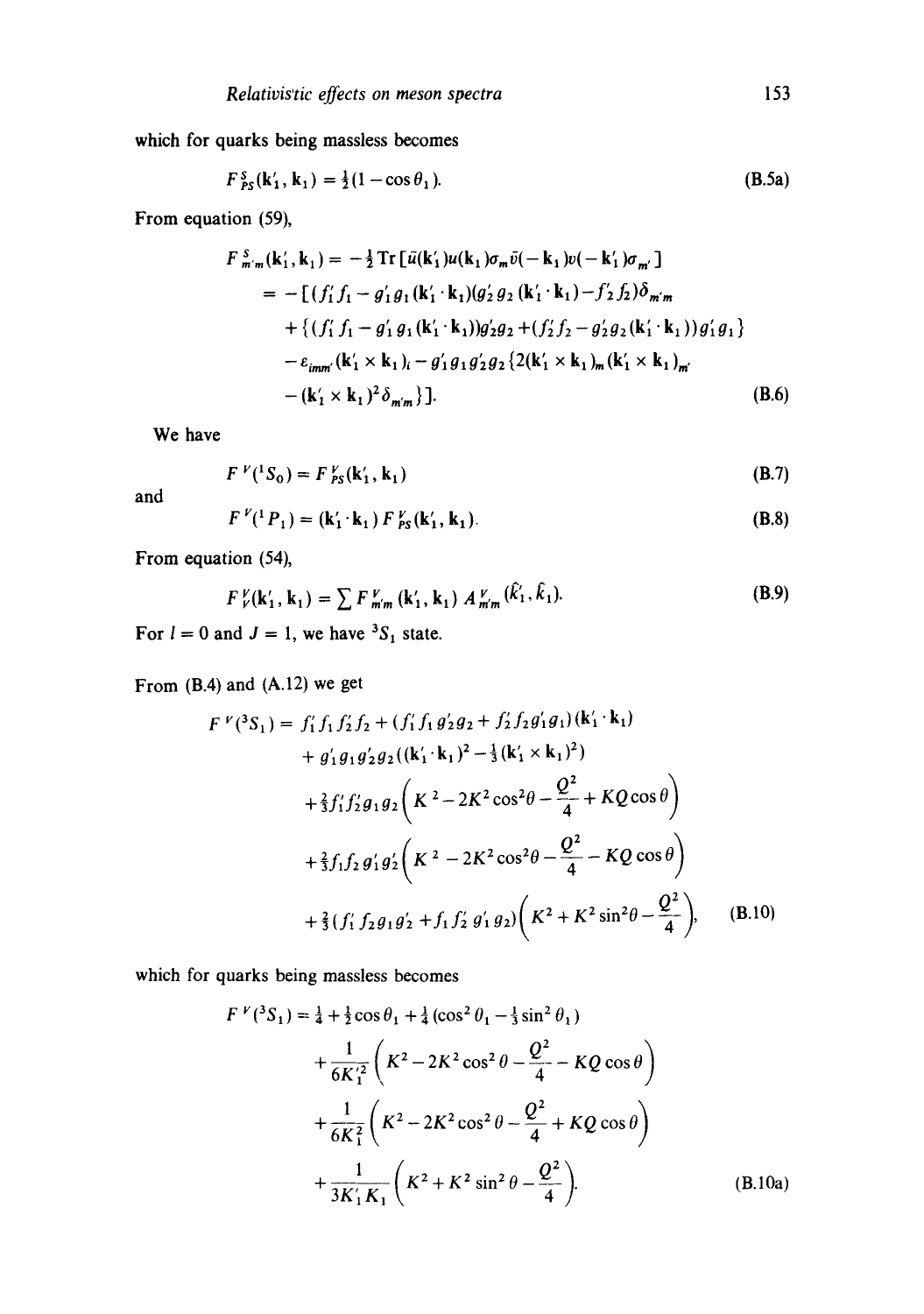which for quarks being massless becomes

$$F^{S}_{PS}(\mathbf{k}_1', \mathbf{k}_1) = \tfrac{1}{2}(1 - \cos\theta_1). \tag{B.5a}$$

From equation (59),

$$\begin{aligned}
F^{S}_{m'm}(\mathbf{k}_1', \mathbf{k}_1) &= -\tfrac{1}{2}\mathrm{Tr}\left[\bar{u}(\mathbf{k}_1')u(\mathbf{k}_1)\sigma_m \bar{v}(-\mathbf{k}_1)v(-\mathbf{k}_1')\sigma_{m'}\right] \\
&= -\left[(f_1' f_1 - g_1' g_1 (\mathbf{k}_1' \cdot \mathbf{k}_1))(g_2' g_2 (\mathbf{k}_1' \cdot \mathbf{k}_1) - f_2' f_2)\delta_{m'm}\right. \\
&\quad + \{(f_1' f_1 - g_1' g_1 (\mathbf{k}_1' \cdot \mathbf{k}_1))g_2' g_2 + (f_2' f_2 - g_2' g_2 (\mathbf{k}_1' \cdot \mathbf{k}_1))g_1' g_1\} \\
&\quad - \varepsilon_{imm'}(\mathbf{k}_1' \times \mathbf{k}_1)_i - g_1' g_1 g_2' g_2 \{2(\mathbf{k}_1' \times \mathbf{k}_1)_m (\mathbf{k}_1' \times \mathbf{k}_1)_{m'} \\
&\quad \left. - (\mathbf{k}_1' \times \mathbf{k}_1)^2 \delta_{m'm}\}\right].
\end{aligned} \tag{B.6}$$

We have

$$F^{V}(^1S_0) = F^{V}_{PS}(\mathbf{k}_1', \mathbf{k}_1) \tag{B.7}$$

and

$$F^{V}(^1P_1) = (\mathbf{k}_1' \cdot \mathbf{k}_1) F^{V}_{PS}(\mathbf{k}_1', \mathbf{k}_1). \tag{B.8}$$

From equation (54),

$$F^{V}_{V}(\mathbf{k}_1', \mathbf{k}_1) = \sum F^{V}_{m'm}(\mathbf{k}_1', \mathbf{k}_1)\, A^{V}_{m'm}(\hat{k}_1', \hat{k}_1). \tag{B.9}$$

For $l = 0$ and $J = 1$, we have $^3S_1$ state.

From (B.4) and (A.12) we get

$$\begin{aligned}
F^{V}(^3S_1) &= f_1' f_1 f_2' f_2 + (f_1' f_1 g_2' g_2 + f_2' f_2 g_1' g_1)(\mathbf{k}_1' \cdot \mathbf{k}_1) \\
&\quad + g_1' g_1 g_2' g_2 ((\mathbf{k}_1' \cdot \mathbf{k}_1)^2 - \tfrac{1}{3}(\mathbf{k}_1' \times \mathbf{k}_1)^2) \\
&\quad + \tfrac{2}{3} f_1' f_2' g_1 g_2 \left(K^2 - 2K^2\cos^2\theta - \frac{Q^2}{4} + KQ\cos\theta\right) \\
&\quad + \tfrac{2}{3} f_1 f_2 g_1' g_2' \left(K^2 - 2K^2\cos^2\theta - \frac{Q^2}{4} - KQ\cos\theta\right) \\
&\quad + \tfrac{2}{3}(f_1' f_2 g_1 g_2' + f_1 f_2' g_1' g_2)\left(K^2 + K^2\sin^2\theta - \frac{Q^2}{4}\right),
\end{aligned} \tag{B.10}$$

which for quarks being massless becomes

$$\begin{aligned}
F^{V}(^3S_1) &= \tfrac{1}{4} + \tfrac{1}{2}\cos\theta_1 + \tfrac{1}{4}(\cos^2\theta_1 - \tfrac{1}{3}\sin^2\theta_1) \\
&\quad + \frac{1}{6K_1'^2}\left(K^2 - 2K^2\cos^2\theta - \frac{Q^2}{4} - KQ\cos\theta\right) \\
&\quad + \frac{1}{6K_1^2}\left(K^2 - 2K^2\cos^2\theta - \frac{Q^2}{4} + KQ\cos\theta\right) \\
&\quad + \frac{1}{3K_1' K_1}\left(K^2 + K^2\sin^2\theta - \frac{Q^2}{4}\right).
\end{aligned} \tag{B.10a}$$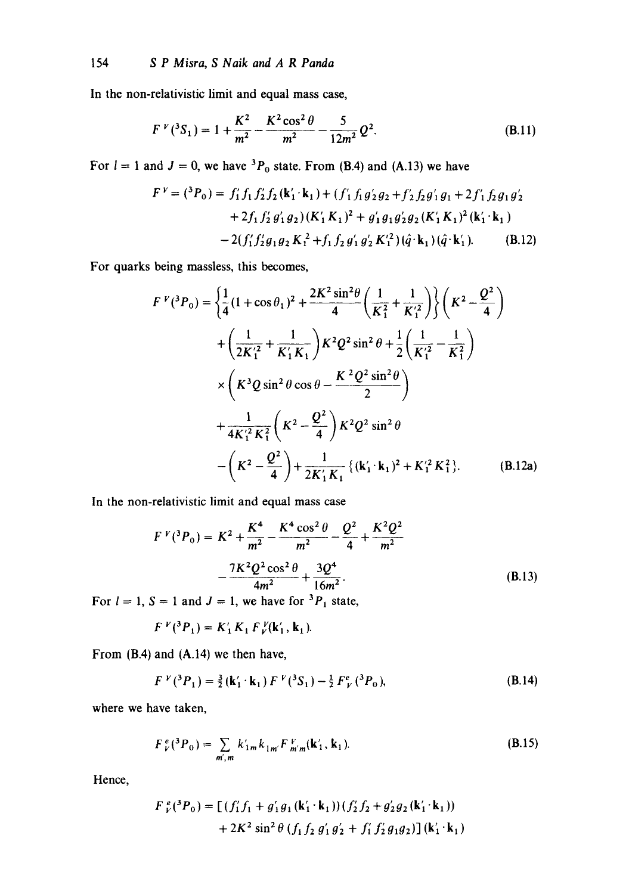In the non-relativistic limit and equal mass case,

$$F^{V}(^3S_1) = 1 + \frac{K^2}{m^2} - \frac{K^2\cos^2\theta}{m^2} - \frac{5}{12m^2}Q^2. \tag{B.11}$$

For $l = 1$ and $J = 0$, we have $^3P_0$ state. From (B.4) and (A.13) we have

$$\begin{aligned} F^{V} = (^3P_0) = {} & f_1' f_1 f_2' f_2 (\mathbf{k}_1' \cdot \mathbf{k}_1) + (f_1' f_1 g_2' g_2 + f_2' f_2 g_1' g_1 + 2 f_1' f_2 g_1 g_2' \\ & + 2 f_1 f_2' g_1' g_2)(K_1' K_1)^2 + g_1' g_1 g_2' g_2 (K_1' K_1)^2 (\mathbf{k}_1' \cdot \mathbf{k}_1) \\ & - 2(f_1' f_2' g_1 g_2 K_1^2 + f_1 f_2 g_1' g_2' K_1'^2)(\hat{q} \cdot \mathbf{k}_1)(\hat{q} \cdot \mathbf{k}_1'). \end{aligned} \tag{B.12}$$

For quarks being massless, this becomes,

$$\begin{aligned} F^{V}(^3P_0) = {} & \left\{\frac{1}{4}(1+\cos\theta_1)^2 + \frac{2K^2\sin^2\theta}{4}\left(\frac{1}{K_1^2} + \frac{1}{K_1'^2}\right)\right\}\left(K^2 - \frac{Q^2}{4}\right) \\ & + \left(\frac{1}{2K_1'^2} + \frac{1}{K_1' K_1}\right)K^2 Q^2 \sin^2\theta + \frac{1}{2}\left(\frac{1}{K_1'^2} - \frac{1}{K_1^2}\right) \\ & \times \left(K^3 Q \sin^2\theta\cos\theta - \frac{K^2 Q^2 \sin^2\theta}{2}\right) \\ & + \frac{1}{4K_1'^2 K_1^2}\left(K^2 - \frac{Q^2}{4}\right)K^2 Q^2 \sin^2\theta \\ & - \left(K^2 - \frac{Q^2}{4}\right) + \frac{1}{2K_1' K_1}\{(\mathbf{k}_1' \cdot \mathbf{k}_1)^2 + K_1'^2 K_1^2\}. \end{aligned} \tag{B.12a}$$

In the non-relativistic limit and equal mass case

$$\begin{aligned} F^{V}(^3P_0) = {} & K^2 + \frac{K^4}{m^2} - \frac{K^4\cos^2\theta}{m^2} - \frac{Q^2}{4} + \frac{K^2 Q^2}{m^2} \\ & - \frac{7K^2 Q^2 \cos^2\theta}{4m^2} + \frac{3Q^4}{16m^2}. \end{aligned} \tag{B.13}$$

For $l = 1$, $S = 1$ and $J = 1$, we have for $^3P_1$ state,

$$F^{V}(^3P_1) = K_1' K_1 F_V^V(\mathbf{k}_1', \mathbf{k}_1).$$

From (B.4) and (A.14) we then have,

$$F^{V}(^3P_1) = \tfrac{3}{2}(\mathbf{k}_1' \cdot \mathbf{k}_1) F^{V}(^3S_1) - \tfrac{1}{2} F_V^e(^3P_0), \tag{B.14}$$

where we have taken,

$$F_V^e(^3P_0) = \sum_{m',m} k_{1m}' k_{1m'} F_{m'm}^V(\mathbf{k}_1', \mathbf{k}_1). \tag{B.15}$$

Hence,

$$\begin{aligned} F_V^e(^3P_0) = {} & [(f_1' f_1 + g_1' g_1 (\mathbf{k}_1' \cdot \mathbf{k}_1))(f_2' f_2 + g_2' g_2 (\mathbf{k}_1' \cdot \mathbf{k}_1)) \\ & + 2K^2 \sin^2\theta (f_1 f_2 g_1' g_2' + f_1' f_2' g_1 g_2)](\mathbf{k}_1' \cdot \mathbf{k}_1) \end{aligned}$$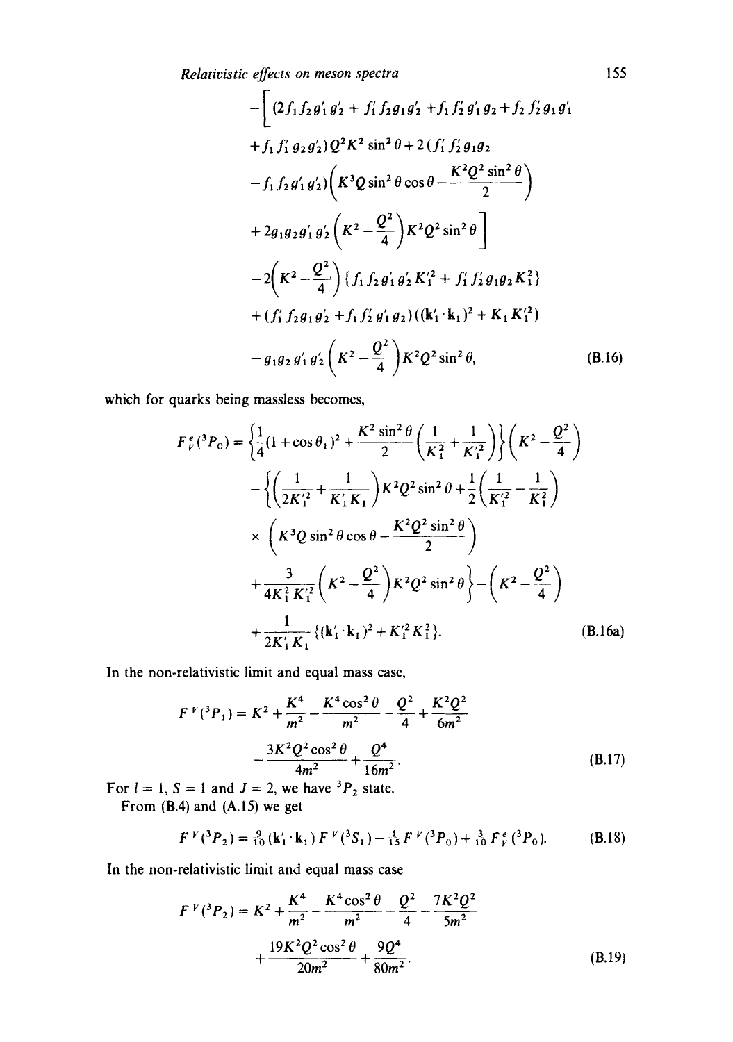$$
\begin{aligned}
&-\Big[(2f_1f_2g_1'g_2' + f_1'f_2g_1g_2' + f_1f_2'g_1'g_2 + f_2f_2'g_1g_1' \\
&+ f_1f_1'g_2g_2')Q^2K^2\sin^2\theta + 2(f_1'f_2'g_1g_2 \\
&- f_1f_2g_1'g_2')\left(K^3Q\sin^2\theta\cos\theta - \frac{K^2Q^2\sin^2\theta}{2}\right) \\
&+ 2g_1g_2g_1'g_2'\left(K^2 - \frac{Q^2}{4}\right)K^2Q^2\sin^2\theta\Big] \\
&- 2\left(K^2 - \frac{Q^2}{4}\right)\{f_1f_2g_1'g_2'K_1'^2 + f_1'f_2'g_1g_2K_1^2\} \\
&+ (f_1'f_2g_1g_2' + f_1f_2'g_1'g_2)((\mathbf{k}_1'\cdot\mathbf{k}_1)^2 + K_1K_1'^2) \\
&- g_1g_2g_1'g_2'\left(K^2 - \frac{Q^2}{4}\right)K^2Q^2\sin^2\theta,
\end{aligned}
\tag{B.16}
$$

which for quarks being massless becomes,

$$
\begin{aligned}
F_V^e(^3P_0) = &\left\{\frac{1}{4}(1+\cos\theta_1)^2 + \frac{K^2\sin^2\theta}{2}\left(\frac{1}{K_1^2} + \frac{1}{K_1'^2}\right)\right\}\left(K^2 - \frac{Q^2}{4}\right) \\
&- \left\{\left(\frac{1}{2K_1'^2} + \frac{1}{K_1'K_1}\right)K^2Q^2\sin^2\theta + \frac{1}{2}\left(\frac{1}{K_1'^2} - \frac{1}{K_1^2}\right)\right. \\
&\times\left(K^3Q\sin^2\theta\cos\theta - \frac{K^2Q^2\sin^2\theta}{2}\right) \\
&\left. + \frac{3}{4K_1^2K_1'^2}\left(K^2 - \frac{Q^2}{4}\right)K^2Q^2\sin^2\theta\right\} - \left(K^2 - \frac{Q^2}{4}\right) \\
&+ \frac{1}{2K_1'K_1}\{(\mathbf{k}_1'\cdot\mathbf{k}_1)^2 + K_1'^2K_1^2\}.
\end{aligned}
\tag{B.16a}
$$

In the non-relativistic limit and equal mass case,

$$
\begin{aligned}
F^V(^3P_1) = &K^2 + \frac{K^4}{m^2} - \frac{K^4\cos^2\theta}{m^2} - \frac{Q^2}{4} + \frac{K^2Q^2}{6m^2} \\
&- \frac{3K^2Q^2\cos^2\theta}{4m^2} + \frac{Q^4}{16m^2}.
\end{aligned}
\tag{B.17}
$$

For $l = 1$, $S = 1$ and $J = 2$, we have $^3P_2$ state.

From (B.4) and (A.15) we get

$$
F^V(^3P_2) = \tfrac{9}{10}(\mathbf{k}_1'\cdot\mathbf{k}_1)F^V(^3S_1) - \tfrac{1}{15}F^V(^3P_0) + \tfrac{3}{10}F_V^e(^3P_0). \tag{B.18}
$$

In the non-relativistic limit and equal mass case

$$
\begin{aligned}
F^V(^3P_2) = &K^2 + \frac{K^4}{m^2} - \frac{K^4\cos^2\theta}{m^2} - \frac{Q^2}{4} - \frac{7K^2Q^2}{5m^2} \\
&+ \frac{19K^2Q^2\cos^2\theta}{20m^2} + \frac{9Q^4}{80m^2}.
\end{aligned}
\tag{B.19}
$$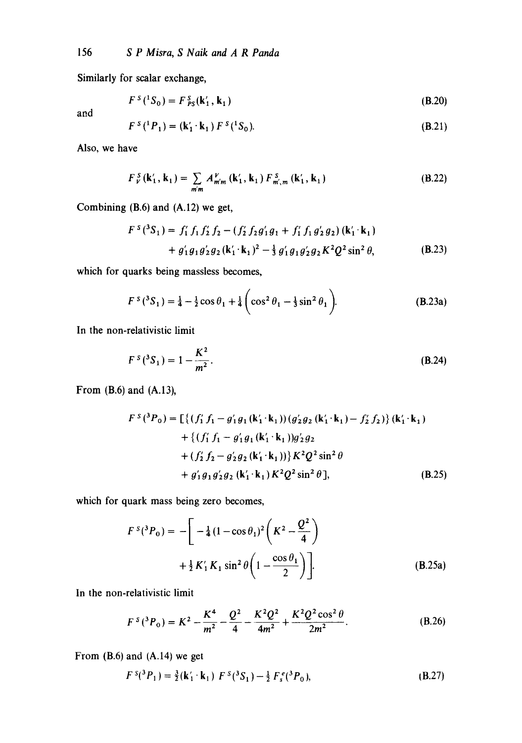Similarly for scalar exchange,

$$F^S(^1S_0) = F^S_{PS}(\mathbf{k}_1', \mathbf{k}_1) \tag{B.20}$$

and

$$F^S(^1P_1) = (\mathbf{k}_1' \cdot \mathbf{k}_1) F^S(^1S_0). \tag{B.21}$$

Also, we have

$$F^S_V(\mathbf{k}_1', \mathbf{k}_1) = \sum_{m'm} A^V_{m'm}(\mathbf{k}_1', \mathbf{k}_1) F^S_{m',m}(\mathbf{k}_1', \mathbf{k}_1) \tag{B.22}$$

Combining (B.6) and (A.12) we get,

$$F^S(^3S_1) = f_1' f_1 f_2' f_2 - (f_2' f_2 g_1' g_1 + f_1' f_1 g_2' g_2)(\mathbf{k}_1' \cdot \mathbf{k}_1) + g_1' g_1 g_2' g_2 (\mathbf{k}_1' \cdot \mathbf{k}_1)^2 - \tfrac{1}{3} g_1' g_1 g_2' g_2 K^2 Q^2 \sin^2\theta, \tag{B.23}$$

which for quarks being massless becomes,

$$F^S(^3S_1) = \tfrac{1}{4} - \tfrac{1}{2}\cos\theta_1 + \tfrac{1}{4}\left(\cos^2\theta_1 - \tfrac{1}{3}\sin^2\theta_1\right). \tag{B.23a}$$

In the non-relativistic limit

$$F^S(^3S_1) = 1 - \frac{K^2}{m^2}. \tag{B.24}$$

From (B.6) and (A.13),

$$\begin{aligned} F^S(^3P_0) = [\{(f_1' f_1 - g_1' g_1(\mathbf{k}_1' \cdot \mathbf{k}_1))(g_2' g_2(\mathbf{k}_1' \cdot \mathbf{k}_1) - f_2' f_2)\}(\mathbf{k}_1' \cdot \mathbf{k}_1) \\ + \{(f_1' f_1 - g_1' g_1(\mathbf{k}_1' \cdot \mathbf{k}_1)) g_2' g_2 \\ + (f_2' f_2 - g_2' g_2(\mathbf{k}_1' \cdot \mathbf{k}_1))\} K^2 Q^2 \sin^2\theta \\ + g_1' g_1 g_2' g_2 (\mathbf{k}_1' \cdot \mathbf{k}_1) K^2 Q^2 \sin^2\theta], \end{aligned} \tag{B.25}$$

which for quark mass being zero becomes,

$$F^S(^3P_0) = -\left[-\tfrac{1}{4}(1-\cos\theta_1)^2\left(K^2 - \frac{Q^2}{4}\right) + \tfrac{1}{2} K_1' K_1 \sin^2\theta\left(1 - \frac{\cos\theta_1}{2}\right)\right]. \tag{B.25a}$$

In the non-relativistic limit

$$F^S(^3P_0) = K^2 - \frac{K^4}{m^2} - \frac{Q^2}{4} - \frac{K^2 Q^2}{4m^2} + \frac{K^2 Q^2 \cos^2\theta}{2m^2}. \tag{B.26}$$

From (B.6) and (A.14) we get

$$F^S(^3P_1) = \tfrac{3}{2}(\mathbf{k}_1' \cdot \mathbf{k}_1) F^S(^3S_1) - \tfrac{1}{2} F^e_s(^3P_0), \tag{B.27}$$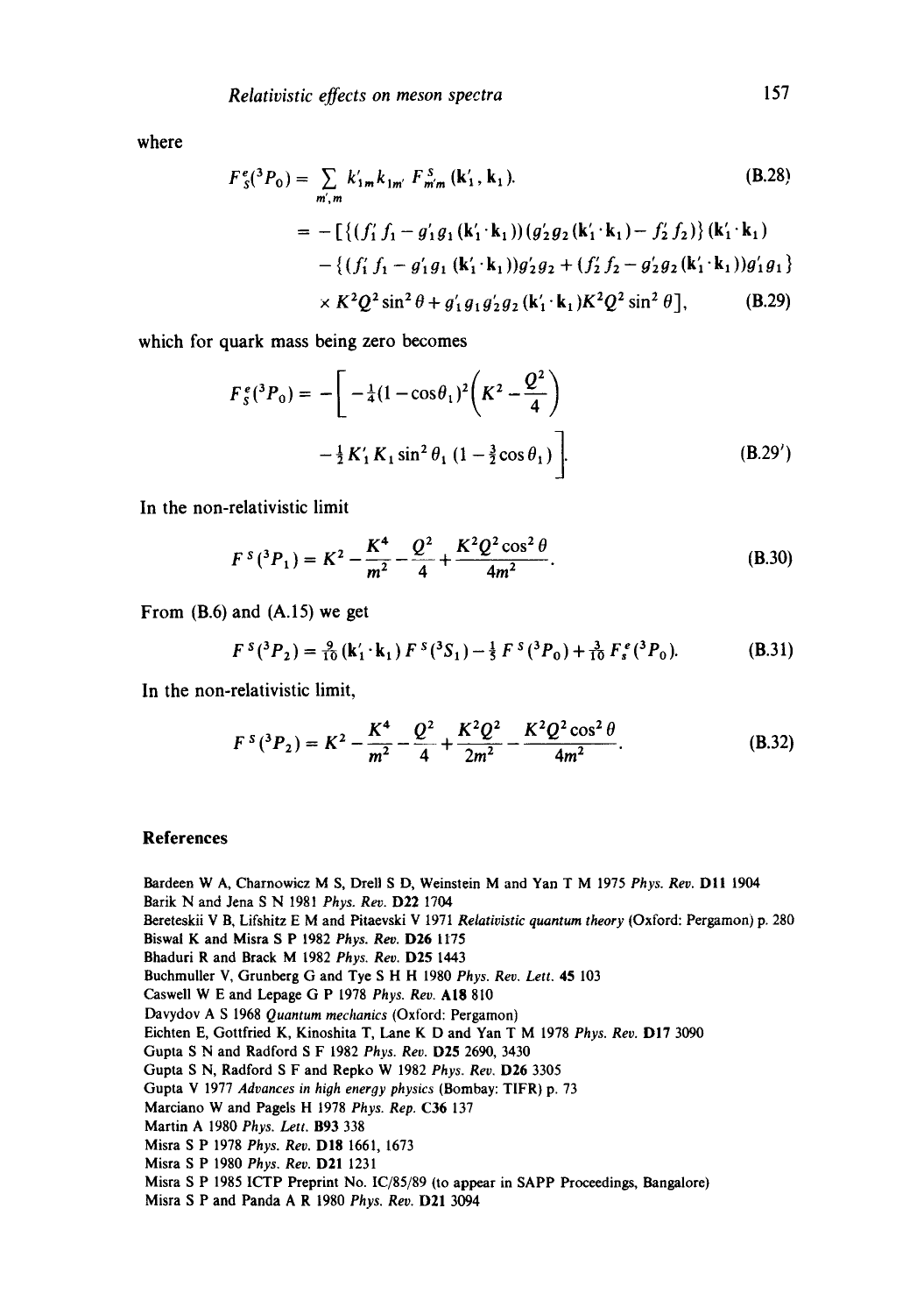where

$$F_S^e(^3P_0) = \sum_{m',m} k'_{1m} k_{1m'} F^S_{m'm}(\mathbf{k}'_1, \mathbf{k}_1). \tag{B.28}$$

$$\begin{aligned} &= -[\{(f'_1 f_1 - g'_1 g_1 (\mathbf{k}'_1 \cdot \mathbf{k}_1))(g'_2 g_2 (\mathbf{k}'_1 \cdot \mathbf{k}_1) - f'_2 f_2)\}(\mathbf{k}'_1 \cdot \mathbf{k}_1) \\ &\quad - \{(f'_1 f_1 - g'_1 g_1 (\mathbf{k}'_1 \cdot \mathbf{k}_1)) g'_2 g_2 + (f'_2 f_2 - g'_2 g_2 (\mathbf{k}'_1 \cdot \mathbf{k}_1)) g'_1 g_1\} \\ &\quad \times K^2 Q^2 \sin^2 \theta + g'_1 g_1 g'_2 g_2 (\mathbf{k}'_1 \cdot \mathbf{k}_1) K^2 Q^2 \sin^2 \theta], \end{aligned} \tag{B.29}$$

which for quark mass being zero becomes

$$\begin{aligned} F_S^e(^3P_0) = -\Bigg[ &-\tfrac{1}{4}(1-\cos\theta_1)^2 \left(K^2 - \frac{Q^2}{4}\right) \\ &- \tfrac{1}{2} K'_1 K_1 \sin^2\theta_1 \left(1 - \tfrac{3}{2}\cos\theta_1\right) \Bigg]. \end{aligned} \tag{B.29'}$$

In the non-relativistic limit

$$F^S(^3P_1) = K^2 - \frac{K^4}{m^2} - \frac{Q^2}{4} + \frac{K^2 Q^2 \cos^2\theta}{4m^2}. \tag{B.30}$$

From (B.6) and (A.15) we get

$$F^S(^3P_2) = \tfrac{9}{10}(\mathbf{k}'_1 \cdot \mathbf{k}_1) F^S(^3S_1) - \tfrac{1}{5} F^S(^3P_0) + \tfrac{3}{10} F^e_s(^3P_0). \tag{B.31}$$

In the non-relativistic limit,

$$F^S(^3P_2) = K^2 - \frac{K^4}{m^2} - \frac{Q^2}{4} + \frac{K^2 Q^2}{2m^2} - \frac{K^2 Q^2 \cos^2\theta}{4m^2}. \tag{B.32}$$

## References

Bardeen W A, Charnowicz M S, Drell S D, Weinstein M and Yan T M 1975 *Phys. Rev.* **D11** 1904

Barik N and Jena S N 1981 *Phys. Rev.* **D22** 1704

Bereteskii V B, Lifshitz E M and Pitaevski V 1971 *Relativistic quantum theory* (Oxford: Pergamon) p. 280

Biswal K and Misra S P 1982 *Phys. Rev.* **D26** 1175

Bhaduri R and Brack M 1982 *Phys. Rev.* **D25** 1443

Buchmuller V, Grunberg G and Tye S H H 1980 *Phys. Rev. Lett.* **45** 103

Caswell W E and Lepage G P 1978 *Phys. Rev.* **A18** 810

Davydov A S 1968 *Quantum mechanics* (Oxford: Pergamon)

Eichten E, Gottfried K, Kinoshita T, Lane K D and Yan T M 1978 *Phys. Rev.* **D17** 3090

Gupta S N and Radford S F 1982 *Phys. Rev.* **D25** 2690, 3430

Gupta S N, Radford S F and Repko W 1982 *Phys. Rev.* **D26** 3305

Gupta V 1977 *Advances in high energy physics* (Bombay: TIFR) p. 73

Marciano W and Pagels H 1978 *Phys. Rep.* **C36** 137

Martin A 1980 *Phys. Lett.* **B93** 338

Misra S P 1978 *Phys. Rev.* **D18** 1661, 1673

Misra S P 1980 *Phys. Rev.* **D21** 1231

Misra S P 1985 ICTP Preprint No. IC/85/89 (to appear in SAPP Proceedings, Bangalore)

Misra S P and Panda A R 1980 *Phys. Rev.* **D21** 3094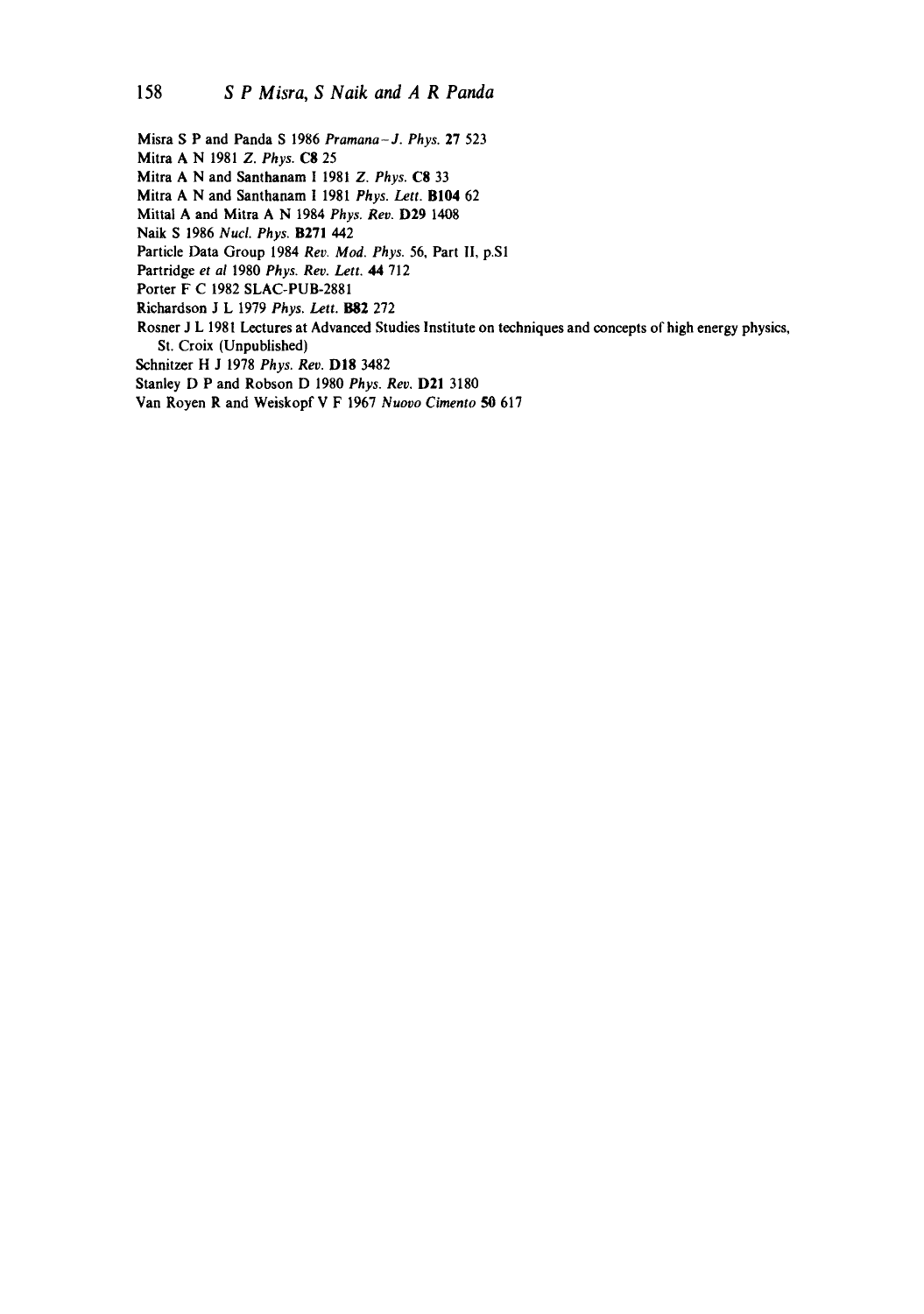Misra S P and Panda S 1986 *Pramana – J. Phys.* **27** 523

Mitra A N 1981 *Z. Phys.* **C8** 25

Mitra A N and Santhanam I 1981 *Z. Phys.* **C8** 33

Mitra A N and Santhanam I 1981 *Phys. Lett.* **B104** 62

Mittal A and Mitra A N 1984 *Phys. Rev.* **D29** 1408

Naik S 1986 *Nucl. Phys.* **B271** 442

Particle Data Group 1984 *Rev. Mod. Phys.* 56, Part II, p.S1

Partridge *et al* 1980 *Phys. Rev. Lett.* **44** 712

Porter F C 1982 SLAC-PUB-2881

Richardson J L 1979 *Phys. Lett.* **B82** 272

Rosner J L 1981 Lectures at Advanced Studies Institute on techniques and concepts of high energy physics, St. Croix (Unpublished)

Schnitzer H J 1978 *Phys. Rev.* **D18** 3482

Stanley D P and Robson D 1980 *Phys. Rev.* **D21** 3180

Van Royen R and Weiskopf V F 1967 *Nuovo Cimento* **50** 617